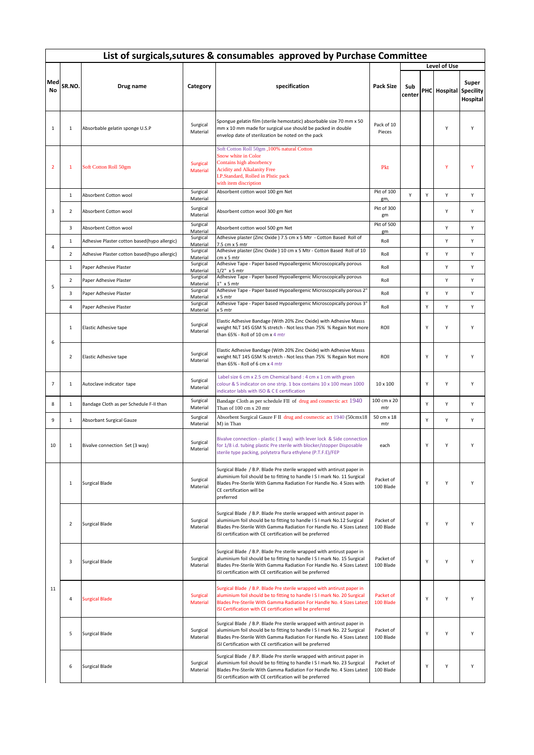# List of surgicals,sutures & consumables approved by Purchase Committee

| Med No | SR.NO. | Drug name | Category | specification | Pack Size | Level of Use | | | |
|---|---|---|---|---|---|---|---|---|---|
| | | | | | | Sub center | PHC | Hospital | Super Specility Hospital |
| 1 | 1 | Absorbable gelatin sponge U.S.P | Surgical Material | Spongue gelatin film (sterile hemostatic) absorbable size 70 mm x 50 mm x 10 mm made for surgical use should be packed in double envelop date of sterilization be noted on the pack | Pack of 10 Pieces | | | Y | Y |
| 2 | 1 | Soft Cotton Roll 50gm | Surgical Material | Soft Cotton Roll 50gm ,100% natural Cotton Snow white in Color Contains high absorbency Acidity and Alkalanity Free I.P.Standard, Rolled in Plstic pack with item discription | Pkt | | | Y | Y |
| 3 | 1 | Absorbent Cotton wool | Surgical Material | Absorbent cotton wool 100 gm Net | Pkt of 100 gm, | Y | Y | Y | Y |
| | 2 | Absorbent Cotton wool | Surgical Material | Absorbent cotton wool 300 gm Net | Pkt of 300 gm | | | Y | Y |
| | 3 | Absorbent Cotton wool | Surgical Material | Absorbent cotton wool 500 gm Net | Pkt of 500 gm | | | Y | Y |
| 4 | 1 | Adhesive Plaster cotton based(hypo allergic) | Surgical Material | Adhesive plaster (Zinc Oxide ) 7.5 cm x 5 Mtr - Cotton Based Roll of 7.5 cm x 5 mtr | Roll | | | Y | Y |
| | 2 | Adhesive Plaster cotton based(hypo allergic) | Surgical Material | Adhesive plaster (Zinc Oxide ) 10 cm x 5 Mtr - Cotton Based Roll of 10 cm x 5 mtr | Roll | | Y | Y | Y |
| 5 | 1 | Paper Adhesive Plaster | Surgical Material | Adhesive Tape - Paper based Hypoallergenic Microscopically porous 1/2" x 5 mtr | Roll | | | Y | Y |
| | 2 | Paper Adhesive Plaster | Surgical Material | Adhesive Tape - Paper based Hypoallergenic Microscopically porous 1" x 5 mtr | Roll | | | Y | Y |
| | 3 | Paper Adhesive Plaster | Surgical Material | Adhesive Tape - Paper based Hypoallergenic Microscopically porous 2" x 5 mtr | Roll | | Y | Y | Y |
| | 4 | Paper Adhesive Plaster | Surgical Material | Adhesive Tape - Paper based Hypoallergenic Microscopically porous 3" x 5 mtr | Roll | | Y | Y | Y |
| 6 | 1 | Elastic Adhesive tape | Surgical Material | Elastic Adhesive Bandage (With 20% Zinc Oxide) with Adhesive Masss weight NLT 145 GSM % stretch - Not less than 75% % Regain Not more than 65% - Roll of 10 cm x 4 mtr | ROll | | Y | Y | Y |
| | 2 | Elastic Adhesive tape | Surgical Material | Elastic Adhesive Bandage (With 20% Zinc Oxide) with Adhesive Masss weight NLT 145 GSM % stretch - Not less than 75% % Regain Not more than 65% - Roll of 6 cm x 4 mtr | ROll | | Y | Y | Y |
| 7 | 1 | Autoclave indicator tape | Surgical Material | Label size 6 cm x 2.5 cm Chemical band : 4 cm x 1 cm with green colour & 5 indicator on one strip. 1 box contains 10 x 100 mean 1000 indicator labls with ISO & C E certification | 10 x 100 | | Y | Y | Y |
| 8 | 1 | Bandage Cloth as per Schedule F-II than | Surgical Material | Bandage Cloth as per schedule FII of drug and cosmectic act 1940 Than of 100 cm x 20 mtr | 100 cm x 20 mtr | | Y | Y | Y |
| 9 | 1 | Absorbant Surgical Gauze | Surgical Material | Absorbent Surgical Gauze F II drug and cosmectic act 1940 (50cmx18 M) in Than | 50 cm x 18 mtr | | Y | Y | Y |
| 10 | 1 | Bivalve connection Set (3 way) | Surgical Material | Bivalve connection - plastic ( 3 way) with lever lock & Side connection for 1/8 i.d. tubing plastic Pre sterile with blocker/stopper Disposable sterile type packing, polytetra flura ethylene (P.T.F.E)/FEP | each | | Y | Y | Y |
| 11 | 1 | Surgical Blade | Surgical Material | Surgical Blade / B.P. Blade Pre sterile wrapped with antirust paper in aluminium foil should be to fitting to handle I S I mark No. 11 Surgical Blades Pre-Sterile With Gamma Radiation For Handle No. 4 Sizes with CE certification will be preferred | Packet of 100 Blade | | Y | Y | Y |
| | 2 | Surgical Blade | Surgical Material | Surgical Blade / B.P. Blade Pre sterile wrapped with antirust paper in aluminium foil should be to fitting to handle I S I mark No.12 Surgical Blades Pre-Sterile With Gamma Radiation For Handle No. 4 Sizes Latest ISI certification with CE certification will be preferred | Packet of 100 Blade | | Y | Y | Y |
| | 3 | Surgical Blade | Surgical Material | Surgical Blade / B.P. Blade Pre sterile wrapped with antirust paper in aluminium foil should be to fitting to handle I S I mark No. 15 Surgical Blades Pre-Sterile With Gamma Radiation For Handle No. 4 Sizes Latest ISI certification with CE certification will be preferred | Packet of 100 Blade | | Y | Y | Y |
| | 4 | Surgical Blade | Surgical Material | Surgical Blade / B.P. Blade Pre sterile wrapped with antirust paper in aluminium foil should be to fitting to handle I S I mark No. 20 Surgical Blades Pre-Sterile With Gamma Radiation For Handle No. 4 Sizes Latest ISI Certification with CE certification will be preferred | Packet of 100 Blade | | Y | Y | Y |
| | 5 | Surgical Blade | Surgical Material | Surgical Blade / B.P. Blade Pre sterile wrapped with antirust paper in aluminium foil should be to fitting to handle I S I mark No. 22 Surgical Blades Pre-Sterile With Gamma Radiation For Handle No. 4 Sizes Latest ISI Certification with CE certification will be preferred | Packet of 100 Blade | | Y | Y | Y |
| | 6 | Surgical Blade | Surgical Material | Surgical Blade / B.P. Blade Pre sterile wrapped with antirust paper in aluminium foil should be to fitting to handle I S I mark No. 23 Surgical Blades Pre-Sterile With Gamma Radiation For Handle No. 4 Sizes Latest ISI certification with CE certification will be preferred | Packet of 100 Blade | | Y | Y | Y |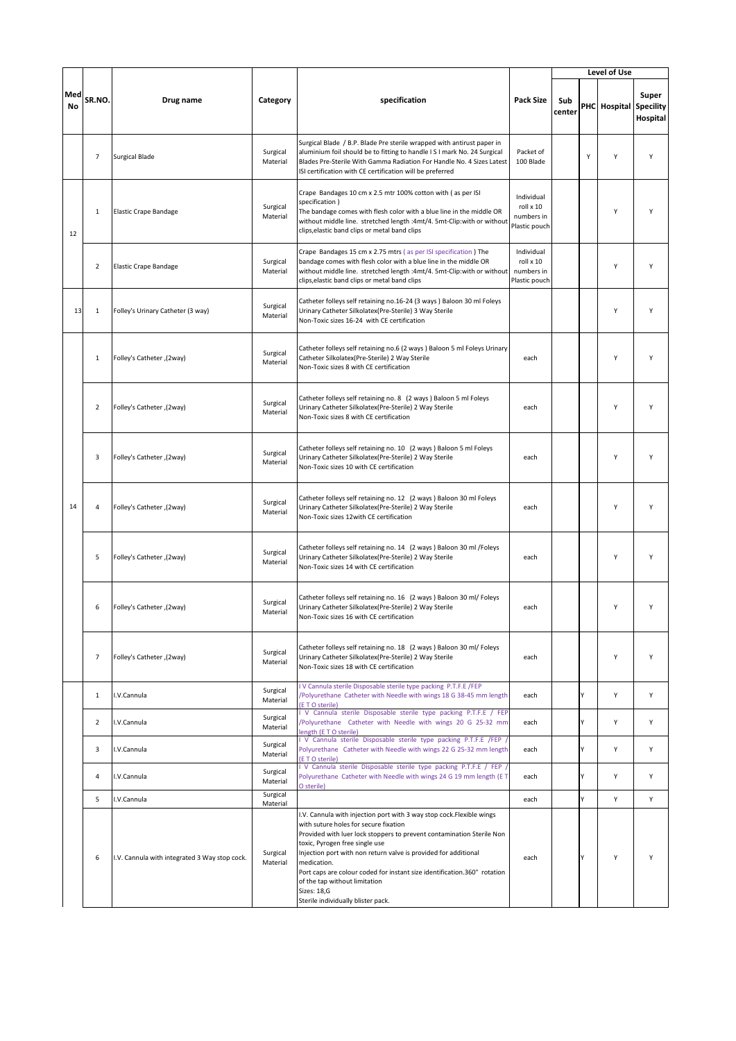| Med No | SR.NO. | Drug name | Category | specification | Pack Size | Level of Use | | | |
|---|---|---|---|---|---|---|---|---|---|
| | | | | | | Sub center | PHC | Hospital | Super Specility Hospital |
| | 7 | Surgical Blade | Surgical Material | Surgical Blade / B.P. Blade Pre sterile wrapped with antirust paper in aluminium foil should be to fitting to handle I S I mark No. 24 Surgical Blades Pre-Sterile With Gamma Radiation For Handle No. 4 Sizes Latest ISI certification with CE certification will be preferred | Packet of 100 Blade | | Y | Y | Y |
| 12 | 1 | Elastic Crape Bandage | Surgical Material | Crape Bandages 10 cm x 2.5 mtr 100% cotton with ( as per ISI specification ) The bandage comes with flesh color with a blue line in the middle OR without middle line. stretched length :4mt/4. 5mt-Clip:with or without clips,elastic band clips or metal band clips | Individual roll x 10 numbers in Plastic pouch | | | Y | Y |
| | 2 | Elastic Crape Bandage | Surgical Material | Crape Bandages 15 cm x 2.75 mtrs ( as per ISI specification ) The bandage comes with flesh color with a blue line in the middle OR without middle line. stretched length :4mt/4. 5mt-Clip:with or without clips,elastic band clips or metal band clips | Individual roll x 10 numbers in Plastic pouch | | | Y | Y |
| 13 | 1 | Folley's Urinary Catheter (3 way) | Surgical Material | Catheter folleys self retaining no.16-24 (3 ways ) Baloon 30 ml Foleys Urinary Catheter Silkolatex(Pre-Sterile) 3 Way Sterile Non-Toxic sizes 16-24 with CE certification | | | | Y | Y |
| 14 | 1 | Folley's Catheter ,(2way) | Surgical Material | Catheter folleys self retaining no.6 (2 ways ) Baloon 5 ml Foleys Urinary Catheter Silkolatex(Pre-Sterile) 2 Way Sterile Non-Toxic sizes 8 with CE certification | each | | | Y | Y |
| | 2 | Folley's Catheter ,(2way) | Surgical Material | Catheter folleys self retaining no. 8 (2 ways ) Baloon 5 ml Foleys Urinary Catheter Silkolatex(Pre-Sterile) 2 Way Sterile Non-Toxic sizes 8 with CE certification | each | | | Y | Y |
| | 3 | Folley's Catheter ,(2way) | Surgical Material | Catheter folleys self retaining no. 10 (2 ways ) Baloon 5 ml Foleys Urinary Catheter Silkolatex(Pre-Sterile) 2 Way Sterile Non-Toxic sizes 10 with CE certification | each | | | Y | Y |
| | 4 | Folley's Catheter ,(2way) | Surgical Material | Catheter folleys self retaining no. 12 (2 ways ) Baloon 30 ml Foleys Urinary Catheter Silkolatex(Pre-Sterile) 2 Way Sterile Non-Toxic sizes 12with CE certification | each | | | Y | Y |
| | 5 | Folley's Catheter ,(2way) | Surgical Material | Catheter folleys self retaining no. 14 (2 ways ) Baloon 30 ml /Foleys Urinary Catheter Silkolatex(Pre-Sterile) 2 Way Sterile Non-Toxic sizes 14 with CE certification | each | | | Y | Y |
| | 6 | Folley's Catheter ,(2way) | Surgical Material | Catheter folleys self retaining no. 16 (2 ways ) Baloon 30 ml/ Foleys Urinary Catheter Silkolatex(Pre-Sterile) 2 Way Sterile Non-Toxic sizes 16 with CE certification | each | | | Y | Y |
| | 7 | Folley's Catheter ,(2way) | Surgical Material | Catheter folleys self retaining no. 18 (2 ways ) Baloon 30 ml/ Foleys Urinary Catheter Silkolatex(Pre-Sterile) 2 Way Sterile Non-Toxic sizes 18 with CE certification | each | | | Y | Y |
| | 1 | I.V.Cannula | Surgical Material | I V Cannula sterile Disposable sterile type packing P.T.F.E /FEP /Polyurethane Catheter with Needle with wings 18 G 38-45 mm length (E T O sterile) | each | | Y | Y | Y |
| | 2 | I.V.Cannula | Surgical Material | I V Cannula sterile Disposable sterile type packing P.T.F.E / FEP /Polyurethane Catheter with Needle with wings 20 G 25-32 mm length (E T O sterile) | each | | Y | Y | Y |
| | 3 | I.V.Cannula | Surgical Material | I V Cannula sterile Disposable sterile type packing P.T.F.E /FEP / Polyurethane Catheter with Needle with wings 22 G 25-32 mm length (E T O sterile) | each | | Y | Y | Y |
| | 4 | I.V.Cannula | Surgical Material | I V Cannula sterile Disposable sterile type packing P.T.F.E / FEP / Polyurethane Catheter with Needle with wings 24 G 19 mm length (E T O sterile) | each | | Y | Y | Y |
| | 5 | I.V.Cannula | Surgical Material | | each | | Y | Y | Y |
| | 6 | I.V. Cannula with integrated 3 Way stop cock. | Surgical Material | I.V. Cannula with injection port with 3 way stop cock.Flexible wings with suture holes for secure fixation Provided with luer lock stoppers to prevent contamination Sterile Non toxic, Pyrogen free single use Injection port with non return valve is provided for additional medication. Port caps are colour coded for instant size identification.360° rotation of the tap without limitation Sizes: 18,G Sterile individually blister pack. | each | | Y | Y | Y |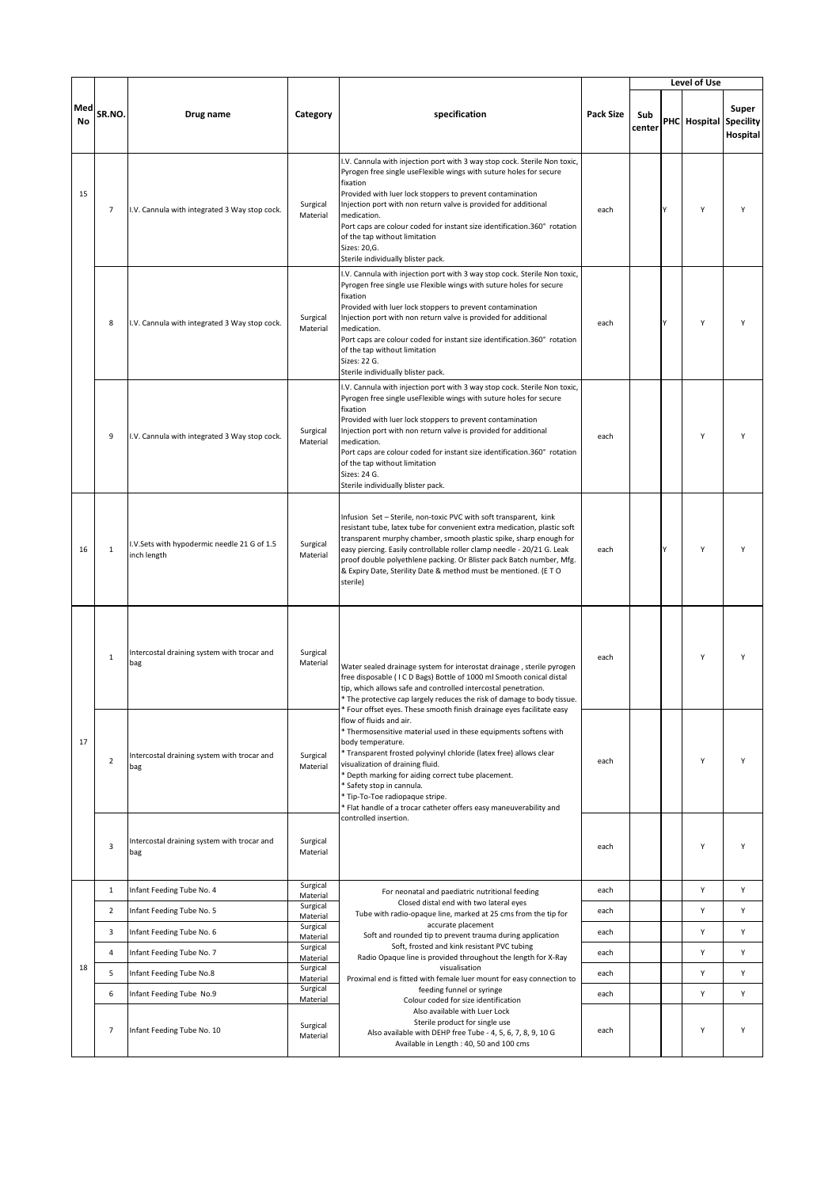| Med No | SR.NO. | Drug name | Category | specification | Pack Size | Level of Use | | | |
|---|---|---|---|---|---|---|---|---|---|
| | | | | | | Sub center | PHC | Hospital | Super Specility Hospital |
| 15 | 7 | I.V. Cannula with integrated 3 Way stop cock. | Surgical Material | I.V. Cannula with injection port with 3 way stop cock. Sterile Non toxic, Pyrogen free single useFlexible wings with suture holes for secure fixation Provided with luer lock stoppers to prevent contamination Injection port with non return valve is provided for additional medication. Port caps are colour coded for instant size identification.360° rotation of the tap without limitation Sizes: 20,G. Sterile individually blister pack. | each | | Y | Y | Y |
| | 8 | I.V. Cannula with integrated 3 Way stop cock. | Surgical Material | I.V. Cannula with injection port with 3 way stop cock. Sterile Non toxic, Pyrogen free single use Flexible wings with suture holes for secure fixation Provided with luer lock stoppers to prevent contamination Injection port with non return valve is provided for additional medication. Port caps are colour coded for instant size identification.360° rotation of the tap without limitation Sizes: 22 G. Sterile individually blister pack. | each | | Y | Y | Y |
| | 9 | I.V. Cannula with integrated 3 Way stop cock. | Surgical Material | I.V. Cannula with injection port with 3 way stop cock. Sterile Non toxic, Pyrogen free single useFlexible wings with suture holes for secure fixation Provided with luer lock stoppers to prevent contamination Injection port with non return valve is provided for additional medication. Port caps are colour coded for instant size identification.360° rotation of the tap without limitation Sizes: 24 G. Sterile individually blister pack. | each | | | Y | Y |
| 16 | 1 | I.V.Sets with hypodermic needle 21 G of 1.5 inch length | Surgical Material | Infusion Set – Sterile, non-toxic PVC with soft transparent, kink resistant tube, latex tube for convenient extra medication, plastic soft transparent murphy chamber, smooth plastic spike, sharp enough for easy piercing. Easily controllable roller clamp needle - 20/21 G. Leak proof double polyethlene packing. Or Blister pack Batch number, Mfg. & Expiry Date, Sterility Date & method must be mentioned. (E T O sterile) | each | | Y | Y | Y |
| 17 | 1 | Intercostal draining system with trocar and bag | Surgical Material | Water sealed drainage system for interostat drainage , sterile pyrogen free disposable ( I C D Bags) Bottle of 1000 ml Smooth conical distal tip, which allows safe and controlled intercostal penetration. * The protective cap largely reduces the risk of damage to body tissue. * Four offset eyes. These smooth finish drainage eyes facilitate easy flow of fluids and air. * Thermosensitive material used in these equipments softens with body temperature. * Transparent frosted polyvinyl chloride (latex free) allows clear visualization of draining fluid. * Depth marking for aiding correct tube placement. * Safety stop in cannula. * Tip-To-Toe radiopaque stripe. * Flat handle of a trocar catheter offers easy maneuverability and controlled insertion. | each | | | Y | Y |
| | 2 | Intercostal draining system with trocar and bag | Surgical Material | | each | | | Y | Y |
| | 3 | Intercostal draining system with trocar and bag | Surgical Material | | each | | | Y | Y |
| 18 | 1 | Infant Feeding Tube No. 4 | Surgical Material | For neonatal and paediatric nutritional feeding Closed distal end with two lateral eyes Tube with radio-opaque line, marked at 25 cms from the tip for accurate placement Soft and rounded tip to prevent trauma during application Soft, frosted and kink resistant PVC tubing Radio Opaque line is provided throughout the length for X-Ray visualisation Proximal end is fitted with female luer mount for easy connection to feeding funnel or syringe Colour coded for size identification Also available with Luer Lock Sterile product for single use Also available with DEHP free Tube - 4, 5, 6, 7, 8, 9, 10 G Available in Length : 40, 50 and 100 cms | each | | | Y | Y |
| | 2 | Infant Feeding Tube No. 5 | Surgical Material | | each | | | Y | Y |
| | 3 | Infant Feeding Tube No. 6 | Surgical Material | | each | | | Y | Y |
| | 4 | Infant Feeding Tube No. 7 | Surgical Material | | each | | | Y | Y |
| | 5 | Infant Feeding Tube No.8 | Surgical Material | | each | | | Y | Y |
| | 6 | Infant Feeding Tube No.9 | Surgical Material | | each | | | Y | Y |
| | 7 | Infant Feeding Tube No. 10 | Surgical Material | | each | | | Y | Y |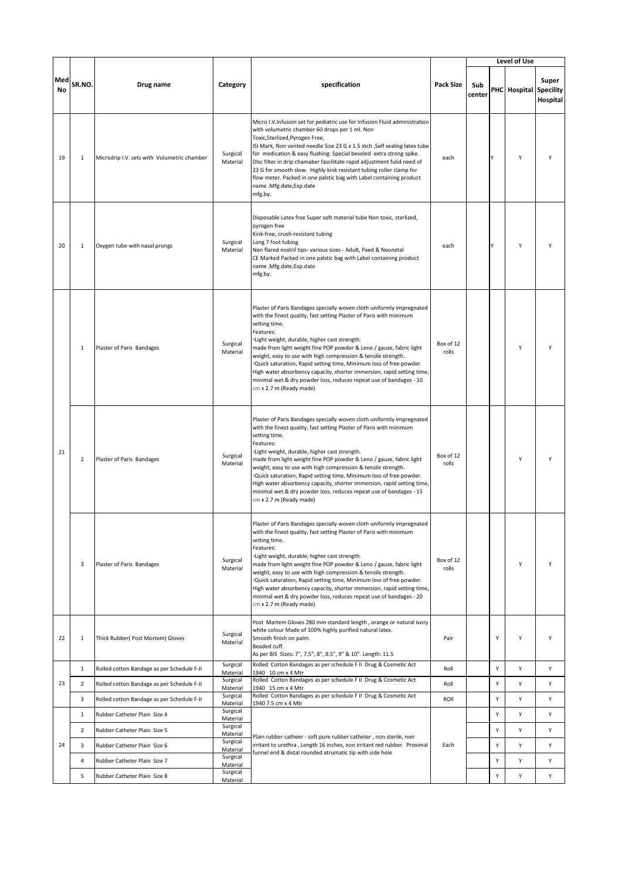| Med No | SR.NO. | Drug name | Category | specification | Pack Size | Level of Use | | | |
|---|---|---|---|---|---|---|---|---|---|
| | | | | | | Sub center | PHC | Hospital | Super Speciality Hospital |
| 19 | 1 | Microdrip I.V. sets with Volumetric chamber | Surgical Material | Micro I.V.Infusion set for pediatric use for Infusion Fluid administration with volumetric chamber 60 drops per 1 ml. Non Toxic,Sterlized,Pyrogen Free, ISI Mark, Non vented needle Size 23 G x 1.5 inch ,Self sealing latex tube for medication & easy flushing. Special beveled extra strong spike. DIsc filter in drip chamaber fascilitate rapid adjustment fulid need of 23 G for smooth slow. Highly kink resistant tubing roller clamp for flow meter. Packed in one palstic bag with Label containing product name .Mfg.date,Exp.date mfg.by. | each | | Y | Y | Y |
| 20 | 1 | Oxygen tube with nasal prongs | Surgical Material | Disposable Latex free Super soft material tube Non toxic, sterlized, pyrogen free Kink-free, crush-resistant tubing Long 7 foot tubing Non flared nostril tips- various sizes - Adult, Paed & Neonetal CE Marked Packed in one palstic bag with Label containing product name .Mfg.date,Exp.date mfg.by. | each | | Y | Y | Y |
| 21 | 1 | Plaster of Paris Bandages | Surgical Material | Plaster of Paris Bandages specially woven cloth uniformly impregnated with the finest quality, fast setting Plaster of Paris with minimum setting time. Features: ◦Light weight, durable, higher cast strength. made from light weight fine POP powder & Leno / gauze, fabric light weight, easy to use with high compression & tensile strength. ◦Quick saturation, Rapid setting time, Minimum loss of free powder. High water absorbency capacity, shorter immersion, rapid setting time, minimal wet & dry powder loss, reduces repeat use of bandages - 10 cm x 2.7 m (Ready made) | Box of 12 rolls | | | Y | Y |
| | 2 | Plaster of Paris Bandages | Surgical Material | Plaster of Paris Bandages specially woven cloth uniformly impregnated with the finest quality, fast setting Plaster of Paris with minimum setting time. Features: ◦Light weight, durable, higher cast strength. made from light weight fine POP powder & Leno / gauze, fabric light weight, easy to use with high compression & tensile strength. ◦Quick saturation, Rapid setting time, Minimum loss of free powder. High water absorbency capacity, shorter immersion, rapid setting time, minimal wet & dry powder loss, reduces repeat use of bandages - 15 cm x 2.7 m (Ready made) | Box of 12 rolls | | | Y | Y |
| | 3 | Plaster of Paris Bandages | Surgical Material | Plaster of Paris Bandages specially woven cloth uniformly impregnated with the finest quality, fast setting Plaster of Paris with minimum setting time. Features: ◦Light weight, durable, higher cast strength. made from light weight fine POP powder & Leno / gauze, fabric light weight, easy to use with high compression & tensile strength. ◦Quick saturation, Rapid setting time, Minimum loss of free powder. High water absorbency capacity, shorter immersion, rapid setting time, minimal wet & dry powder loss, reduces repeat use of bandages - 20 cm x 2.7 m (Ready made) | Box of 12 rolls | | | Y | Y |
| 22 | 1 | Thick Rubber( Post Mortem) Gloves | Surgical Material | Post Martem Gloves 280 mm standard length , orange or natural ivory white colour Made of 100% highly purified natural latex. Smooth finish on palm. Beaded cuff. As per BIS Sizes: 7", 7.5", 8", 8.5", 9" & 10". Length: 11.5 | Pair | | Y | Y | Y |
| 23 | 1 | Rolled cotton Bandage as per Schedule F-II | Surgical Material | Rolled Cotton Bandages as per schedule F II Drug & Cosmetic Act 1940 10 cm x 4 Mtr | Roll | | Y | Y | Y |
| | 2 | Rolled cotton Bandage as per Schedule F-II | Surgical Material | Rolled Cotton Bandages as per schedule F II Drug & Cosmetic Act 1940 15 cm x 4 Mtr | Roll | | Y | Y | Y |
| | 3 | Rolled cotton Bandage as per Schedule F-II | Surgical Material | Rolled Cotton Bandages as per schedule F II Drug & Cosmetic Act 1940 7.5 cm x 4 Mtr | ROll | | Y | Y | Y |
| 24 | 1 | Rubber Catheter Plain Size 4 | Surgical Material | Plain rubber catheer - soft pure rubber catheter , non sterile, non irritant to urethra , Length 16 inches, non irritant red rubber. Proximal funnel end & distal rounded atrumatic tip with side hole | Each | | Y | Y | Y |
| | 2 | Rubber Catheter Plain Size 5 | Surgical Material | | | | Y | Y | Y |
| | 3 | Rubber Catheter Plain Size 6 | Surgical Material | | | | Y | Y | Y |
| | 4 | Rubber Catheter Plain Size 7 | Surgical Material | | | | Y | Y | Y |
| | 5 | Rubber Catheter Plain Size 8 | Surgical Material | | | | Y | Y | Y |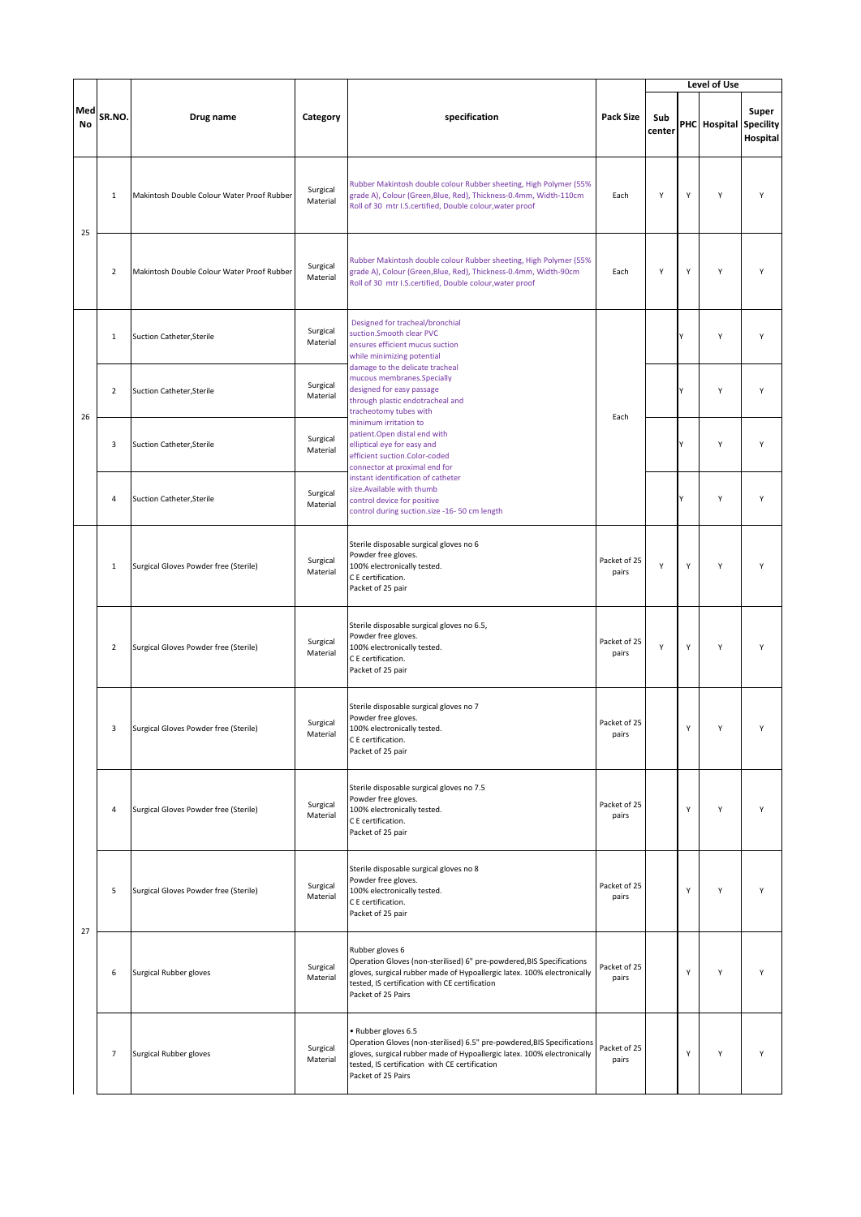| Med No | SR.NO. | Drug name | Category | specification | Pack Size | Level of Use | | | |
|---|---|---|---|---|---|---|---|---|---|
| | | | | | | Sub center | PHC | Hospital | Super Specility Hospital |
| 25 | 1 | Makintosh Double Colour Water Proof Rubber | Surgical Material | Rubber Makintosh double colour Rubber sheeting, High Polymer (55% grade A), Colour (Green,Blue, Red), Thickness-0.4mm, Width-110cm Roll of 30 mtr I.S.certified, Double colour,water proof | Each | Y | Y | Y | Y |
| | 2 | Makintosh Double Colour Water Proof Rubber | Surgical Material | Rubber Makintosh double colour Rubber sheeting, High Polymer (55% grade A), Colour (Green,Blue, Red), Thickness-0.4mm, Width-90cm Roll of 30 mtr I.S.certified, Double colour,water proof | Each | Y | Y | Y | Y |
| 26 | 1 | Suction Catheter,Sterile | Surgical Material | Designed for tracheal/bronchial suction.Smooth clear PVC ensures efficient mucus suction while minimizing potential damage to the delicate tracheal mucous membranes.Specially designed for easy passage through plastic endotracheal and tracheotomy tubes with minimum irritation to patient.Open distal end with elliptical eye for easy and efficient suction.Color-coded connector at proximal end for instant identification of catheter size.Available with thumb control device for positive control during suction.size -16- 50 cm length | Each | | Y | Y | Y |
| | 2 | Suction Catheter,Sterile | Surgical Material | | | | Y | Y | Y |
| | 3 | Suction Catheter,Sterile | Surgical Material | | | | Y | Y | Y |
| | 4 | Suction Catheter,Sterile | Surgical Material | | | | Y | Y | Y |
| 27 | 1 | Surgical Gloves Powder free (Sterile) | Surgical Material | Sterile disposable surgical gloves no 6<br>Powder free gloves.<br>100% electronically tested.<br>C E certification.<br>Packet of 25 pair | Packet of 25 pairs | Y | Y | Y | Y |
| | 2 | Surgical Gloves Powder free (Sterile) | Surgical Material | Sterile disposable surgical gloves no 6.5,<br>Powder free gloves.<br>100% electronically tested.<br>C E certification.<br>Packet of 25 pair | Packet of 25 pairs | Y | Y | Y | Y |
| | 3 | Surgical Gloves Powder free (Sterile) | Surgical Material | Sterile disposable surgical gloves no 7<br>Powder free gloves.<br>100% electronically tested.<br>C E certification.<br>Packet of 25 pair | Packet of 25 pairs | | Y | Y | Y |
| | 4 | Surgical Gloves Powder free (Sterile) | Surgical Material | Sterile disposable surgical gloves no 7.5<br>Powder free gloves.<br>100% electronically tested.<br>C E certification.<br>Packet of 25 pair | Packet of 25 pairs | | Y | Y | Y |
| | 5 | Surgical Gloves Powder free (Sterile) | Surgical Material | Sterile disposable surgical gloves no 8<br>Powder free gloves.<br>100% electronically tested.<br>C E certification.<br>Packet of 25 pair | Packet of 25 pairs | | Y | Y | Y |
| | 6 | Surgical Rubber gloves | Surgical Material | Rubber gloves 6<br>Operation Gloves (non-sterilised) 6" pre-powdered,BIS Specifications gloves, surgical rubber made of Hypoallergic latex. 100% electronically tested, IS certification with CE certification<br>Packet of 25 Pairs | Packet of 25 pairs | | Y | Y | Y |
| | 7 | Surgical Rubber gloves | Surgical Material | • Rubber gloves 6.5<br>Operation Gloves (non-sterilised) 6.5" pre-powdered,BIS Specifications gloves, surgical rubber made of Hypoallergic latex. 100% electronically tested, IS certification with CE certification<br>Packet of 25 Pairs | Packet of 25 pairs | | Y | Y | Y |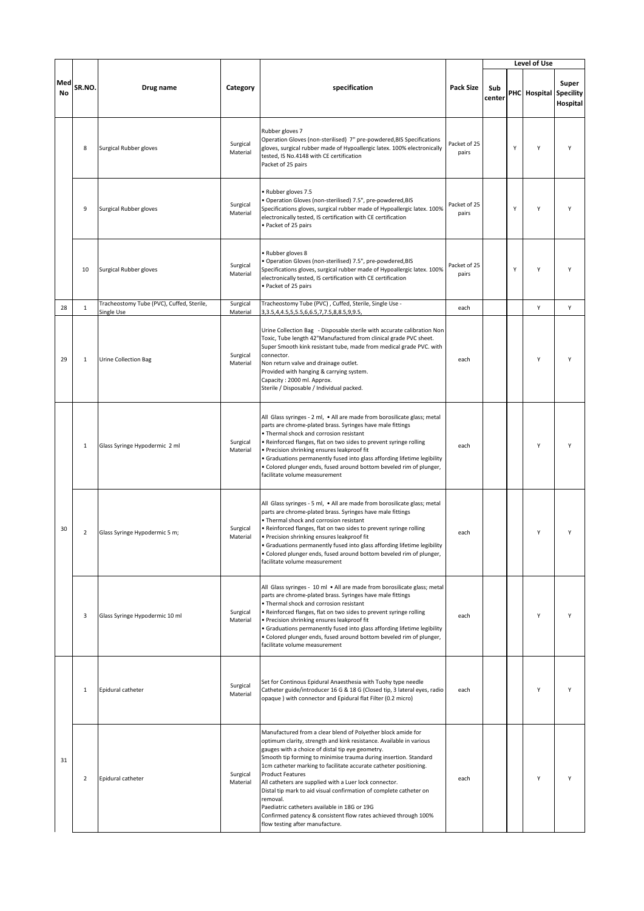| Med No | SR.NO. | Drug name | Category | specification | Pack Size | Level of Use | | | |
|---|---|---|---|---|---|---|---|---|---|
| | | | | | | Sub center | PHC | Hospital | Super Specility Hospital |
| | 8 | Surgical Rubber gloves | Surgical Material | Rubber gloves 7<br>Operation Gloves (non-sterilised) 7" pre-powdered,BIS Specifications gloves, surgical rubber made of Hypoallergic latex. 100% electronically tested, IS No.4148 with CE certification<br>Packet of 25 pairs | Packet of 25 pairs | | Y | Y | Y |
| | 9 | Surgical Rubber gloves | Surgical Material | • Rubber gloves 7.5<br>• Operation Gloves (non-sterilised) 7.5", pre-powdered,BIS Specifications gloves, surgical rubber made of Hypoallergic latex. 100% electronically tested, IS certification with CE certification<br>• Packet of 25 pairs | Packet of 25 pairs | | Y | Y | Y |
| | 10 | Surgical Rubber gloves | Surgical Material | • Rubber gloves 8<br>• Operation Gloves (non-sterilised) 7.5", pre-powdered,BIS Specifications gloves, surgical rubber made of Hypoallergic latex. 100% electronically tested, IS certification with CE certification<br>• Packet of 25 pairs | Packet of 25 pairs | | Y | Y | Y |
| 28 | 1 | Tracheostomy Tube (PVC), Cuffed, Sterile, Single Use | Surgical Material | Tracheostomy Tube (PVC) , Cuffed, Sterile, Single Use - 3,3.5,4,4.5,5,5.5,6,6.5,7,7.5,8,8.5,9,9.5, | each | | | Y | Y |
| 29 | 1 | Urine Collection Bag | Surgical Material | Urine Collection Bag - Disposable sterile with accurate calibration Non Toxic, Tube length 42"Manufactured from clinical grade PVC sheet. Super Smooth kink resistant tube, made from medical grade PVC. with connector.<br>Non return valve and drainage outlet.<br>Provided with hanging & carrying system.<br>Capacity : 2000 ml. Approx.<br>Sterile / Disposable / Individual packed. | each | | | Y | Y |
| 30 | 1 | Glass Syringe Hypodermic 2 ml | Surgical Material | All Glass syringes - 2 ml, • All are made from borosilicate glass; metal parts are chrome-plated brass. Syringes have male fittings<br>• Thermal shock and corrosion resistant<br>• Reinforced flanges, flat on two sides to prevent syringe rolling<br>• Precision shrinking ensures leakproof fit<br>• Graduations permanently fused into glass affording lifetime legibility<br>• Colored plunger ends, fused around bottom beveled rim of plunger, facilitate volume measurement | each | | | Y | Y |
| | 2 | Glass Syringe Hypodermic 5 m; | Surgical Material | All Glass syringes - 5 ml, • All are made from borosilicate glass; metal parts are chrome-plated brass. Syringes have male fittings<br>• Thermal shock and corrosion resistant<br>• Reinforced flanges, flat on two sides to prevent syringe rolling<br>• Precision shrinking ensures leakproof fit<br>• Graduations permanently fused into glass affording lifetime legibility<br>• Colored plunger ends, fused around bottom beveled rim of plunger, facilitate volume measurement | each | | | Y | Y |
| | 3 | Glass Syringe Hypodermic 10 ml | Surgical Material | All Glass syringes - 10 ml • All are made from borosilicate glass; metal parts are chrome-plated brass. Syringes have male fittings<br>• Thermal shock and corrosion resistant<br>• Reinforced flanges, flat on two sides to prevent syringe rolling<br>• Precision shrinking ensures leakproof fit<br>• Graduations permanently fused into glass affording lifetime legibility<br>• Colored plunger ends, fused around bottom beveled rim of plunger, facilitate volume measurement | each | | | Y | Y |
| 31 | 1 | Epidural catheter | Surgical Material | Set for Continous Epidural Anaesthesia with Tuohy type needle Catheter guide/introducer 16 G & 18 G (Closed tip, 3 lateral eyes, radio opaque ) with connector and Epidural flat Filter (0.2 micro) | each | | | Y | Y |
| | 2 | Epidural catheter | Surgical Material | Manufactured from a clear blend of Polyether block amide for optimum clarity, strength and kink resistance. Available in various gauges with a choice of distal tip eye geometry.<br>Smooth tip forming to minimise trauma during insertion. Standard 1cm catheter marking to facilitate accurate catheter positioning.<br>Product Features<br>All catheters are supplied with a Luer lock connector.<br>Distal tip mark to aid visual confirmation of complete catheter on removal.<br>Paediatric catheters available in 18G or 19G<br>Confirmed patency & consistent flow rates achieved through 100% flow testing after manufacture. | each | | | Y | Y |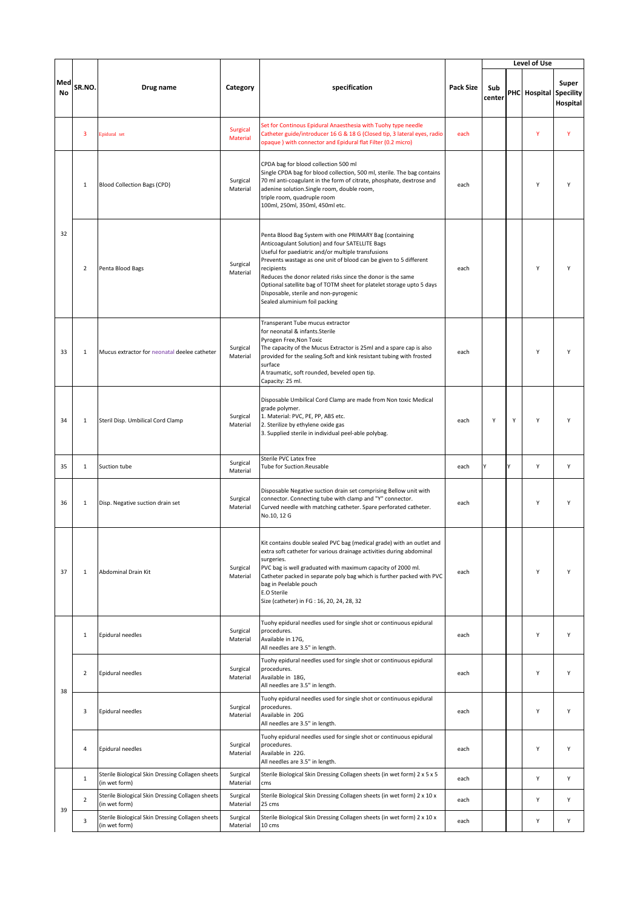| Med No | SR.NO. | Drug name | Category | specification | Pack Size | Level of Use | | | |
|---|---|---|---|---|---|---|---|---|---|
| | | | | | | Sub center | PHC | Hospital | Super Specility Hospital |
| | 3 | Epidural set | Surgical Material | Set for Continous Epidural Anaesthesia with Tuohy type needle Catheter guide/introducer 16 G & 18 G (Closed tip, 3 lateral eyes, radio opaque ) with connector and Epidural flat Filter (0.2 micro) | each | | | Y | Y |
| 32 | 1 | Blood Collection Bags (CPD) | Surgical Material | CPDA bag for blood collection 500 ml Single CPDA bag for blood collection, 500 ml, sterile. The bag contains 70 ml anti-coagulant in the form of citrate, phosphate, dextrose and adenine solution.Single room, double room, triple room, quadruple room 100ml, 250ml, 350ml, 450ml etc. | each | | | Y | Y |
| | 2 | Penta Blood Bags | Surgical Material | Penta Blood Bag System with one PRIMARY Bag (containing Anticoagulant Solution) and four SATELLITE Bags Useful for paediatric and/or multiple transfusions Prevents wastage as one unit of blood can be given to 5 different recipients Reduces the donor related risks since the donor is the same Optional satellite bag of TOTM sheet for platelet storage upto 5 days Disposable, sterile and non-pyrogenic Sealed aluminium foil packing | each | | | Y | Y |
| 33 | 1 | Mucus extractor for neonatal deelee catheter | Surgical Material | Transperant Tube mucus extractor for neonatal & infants.Sterile Pyrogen Free,Non Toxic The capacity of the Mucus Extractor is 25ml and a spare cap is also provided for the sealing.Soft and kink resistant tubing with frosted surface A traumatic, soft rounded, beveled open tip. Capacity: 25 ml. | each | | | Y | Y |
| 34 | 1 | Steril Disp. Umbilical Cord Clamp | Surgical Material | Disposable Umbilical Cord Clamp are made from Non toxic Medical grade polymer. 1. Material: PVC, PE, PP, ABS etc. 2. Sterilize by ethylone oxide gas 3. Supplied sterile in individual peel-able polybag. | each | Y | Y | Y | Y |
| 35 | 1 | Suction tube | Surgical Material | Sterile PVC Latex free Tube for Suction.Reusable | each | Y | Y | Y | Y |
| 36 | 1 | Disp. Negative suction drain set | Surgical Material | Disposable Negative suction drain set comprising Bellow unit with connector. Connecting tube with clamp and "Y" connector. Curved needle with matching catheter. Spare perforated catheter. No.10, 12 G | each | | | Y | Y |
| 37 | 1 | Abdominal Drain Kit | Surgical Material | Kit contains double sealed PVC bag (medical grade) with an outlet and extra soft catheter for various drainage activities during abdominal surgeries. PVC bag is well graduated with maximum capacity of 2000 ml. Catheter packed in separate poly bag which is further packed with PVC bag in Peelable pouch E.O Sterile Size (catheter) in FG : 16, 20, 24, 28, 32 | each | | | Y | Y |
| 38 | 1 | Epidural needles | Surgical Material | Tuohy epidural needles used for single shot or continuous epidural procedures. Available in 17G, All needles are 3.5" in length. | each | | | Y | Y |
| | 2 | Epidural needles | Surgical Material | Tuohy epidural needles used for single shot or continuous epidural procedures. Available in 18G, All needles are 3.5" in length. | each | | | Y | Y |
| | 3 | Epidural needles | Surgical Material | Tuohy epidural needles used for single shot or continuous epidural procedures. Available in 20G All needles are 3.5" in length. | each | | | Y | Y |
| | 4 | Epidural needles | Surgical Material | Tuohy epidural needles used for single shot or continuous epidural procedures. Available in 22G. All needles are 3.5" in length. | each | | | Y | Y |
| 39 | 1 | Sterile Biological Skin Dressing Collagen sheets (in wet form) | Surgical Material | Sterile Biological Skin Dressing Collagen sheets (in wet form) 2 x 5 x 5 cms | each | | | Y | Y |
| | 2 | Sterile Biological Skin Dressing Collagen sheets (in wet form) | Surgical Material | Sterile Biological Skin Dressing Collagen sheets (in wet form) 2 x 10 x 25 cms | each | | | Y | Y |
| | 3 | Sterile Biological Skin Dressing Collagen sheets (in wet form) | Surgical Material | Sterile Biological Skin Dressing Collagen sheets (in wet form) 2 x 10 x 10 cms | each | | | Y | Y |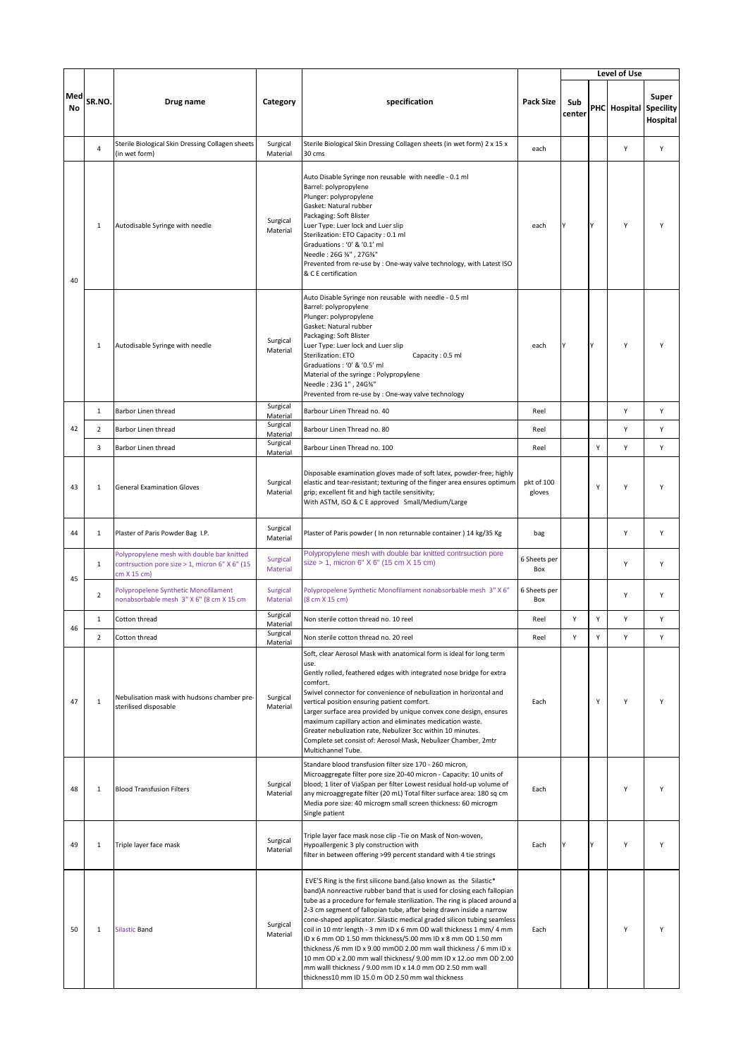| Med No | SR.NO. | Drug name | Category | specification | Pack Size | Level of Use | | | |
|---|---|---|---|---|---|---|---|---|---|
| | | | | | | Sub center | PHC | Hospital | Super Specility Hospital |
| | 4 | Sterile Biological Skin Dressing Collagen sheets (in wet form) | Surgical Material | Sterile Biological Skin Dressing Collagen sheets (in wet form) 2 x 15 x 30 cms | each | | | Y | Y |
| 40 | 1 | Autodisable Syringe with needle | Surgical Material | Auto Disable Syringe non reusable with needle - 0.1 ml<br>Barrel: polypropylene<br>Plunger: polypropylene<br>Gasket: Natural rubber<br>Packaging: Soft Blister<br>Luer Type: Luer lock and Luer slip<br>Sterilization: ETO Capacity : 0.1 ml<br>Graduations : '0' & '0.1' ml<br>Needle : 26G ⅜" , 27G⅜"<br>Prevented from re-use by : One-way valve technology, with Latest ISO & C E certification | each | Y | Y | Y | Y |
| | 1 | Autodisable Syringe with needle | Surgical Material | Auto Disable Syringe non reusable with needle - 0.5 ml<br>Barrel: polypropylene<br>Plunger: polypropylene<br>Gasket: Natural rubber<br>Packaging: Soft Blister<br>Luer Type: Luer lock and Luer slip<br>Sterilization: ETO Capacity : 0.5 ml<br>Graduations : '0' & '0.5' ml<br>Material of the syringe : Polypropylene<br>Needle : 23G 1" , 24G¾"<br>Prevented from re-use by : One-way valve technology | each | Y | Y | Y | Y |
| 42 | 1 | Barbor Linen thread | Surgical Material | Barbour Linen Thread no. 40 | Reel | | | Y | Y |
| | 2 | Barbor Linen thread | Surgical Material | Barbour Linen Thread no. 80 | Reel | | | Y | Y |
| | 3 | Barbor Linen thread | Surgical Material | Barbour Linen Thread no. 100 | Reel | | Y | Y | Y |
| 43 | 1 | General Examination Gloves | Surgical Material | Disposable examination gloves made of soft latex, powder-free; highly elastic and tear-resistant; texturing of the finger area ensures optimum grip; excellent fit and high tactile sensitivity;<br>With ASTM, ISO & C E approved Small/Medium/Large | pkt of 100 gloves | | Y | Y | Y |
| 44 | 1 | Plaster of Paris Powder Bag I.P. | Surgical Material | Plaster of Paris powder ( In non returnable container ) 14 kg/35 Kg | bag | | | Y | Y |
| 45 | 1 | Polypropylene mesh with double bar knitted contrsuction pore size > 1, micron 6" X 6" (15 cm X 15 cm) | Surgical Material | Polypropylene mesh with double bar knitted contrsuction pore size > 1, micron 6" X 6" (15 cm X 15 cm) | 6 Sheets per Box | | | Y | Y |
| | 2 | Polypropelene Synthetic Monofilament nonabsorbable mesh 3" X 6" (8 cm X 15 cm | Surgical Material | Polypropelene Synthetic Monofilament nonabsorbable mesh 3" X 6" (8 cm X 15 cm) | 6 Sheets per Box | | | Y | Y |
| 46 | 1 | Cotton thread | Surgical Material | Non sterile cotton thread no. 10 reel | Reel | Y | Y | Y | Y |
| | 2 | Cotton thread | Surgical Material | Non sterile cotton thread no. 20 reel | Reel | Y | Y | Y | Y |
| 47 | 1 | Nebulisation mask with hudsons chamber pre-sterilised disposable | Surgical Material | Soft, clear Aerosol Mask with anatomical form is ideal for long term use.<br>Gently rolled, feathered edges with integrated nose bridge for extra comfort.<br>Swivel connector for convenience of nebulization in horizontal and vertical position ensuring patient comfort.<br>Larger surface area provided by unique convex cone design, ensures maximum capillary action and eliminates medication waste.<br>Greater nebulization rate, Nebulizer 3cc within 10 minutes.<br>Complete set consist of: Aerosol Mask, Nebulizer Chamber, 2mtr Multichannel Tube. | Each | | Y | Y | Y |
| 48 | 1 | Blood Transfusion Filters | Surgical Material | Standare blood transfusion filter size 170 - 260 micron, Microaggregate filter pore size 20-40 micron - Capacity: 10 units of blood; 1 liter of ViaSpan per filter Lowest residual hold-up volume of any microaggregate filter (20 mL) Total filter surface area: 180 sq cm Media pore size: 40 microgm small screen thickness: 60 microgm Single patient | Each | | | Y | Y |
| 49 | 1 | Triple layer face mask | Surgical Material | Triple layer face mask nose clip -Tie on Mask of Non-woven, Hypoallergenic 3 ply construction with filter in between offering >99 percent standard with 4 tie strings | Each | Y | Y | Y | Y |
| 50 | 1 | Silastic Band | Surgical Material | EVE'S Ring is the first silicone band.(also known as the Silastic* band)A nonreactive rubber band that is used for closing each fallopian tube as a procedure for female sterilization. The ring is placed around a 2-3 cm segment of fallopian tube, after being drawn inside a narrow cone-shaped applicator. Silastic medical graded silicon tubing seamless coil in 10 mtr length - 3 mm ID x 6 mm OD wall thickness 1 mm/ 4 mm ID x 6 mm OD 1.50 mm thickness/5.00 mm ID x 8 mm OD 1.50 mm thickness /6 mm ID x 9.00 mmOD 2.00 mm wall thickness / 6 mm ID x 10 mm OD x 2.00 mm wall thickness/ 9.00 mm ID x 12.oo mm OD 2.00 mm walll thickness / 9.00 mm ID x 14.0 mm OD 2.50 mm wall thickness10 mm ID 15.0 m OD 2.50 mm wal thickness | Each | | | Y | Y |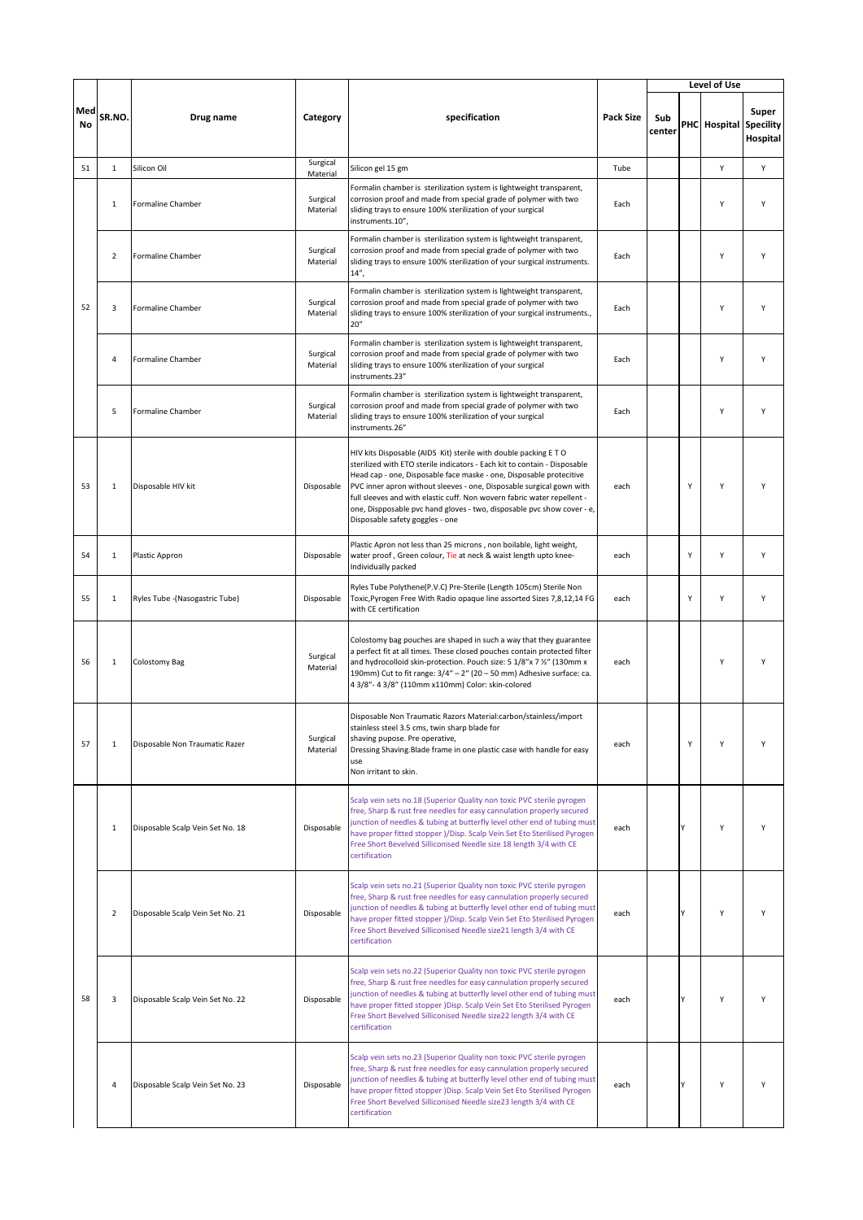| Med No | SR.NO. | Drug name | Category | specification | Pack Size | Level of Use | | | |
|---|---|---|---|---|---|---|---|---|---|
| | | | | | | Sub center | PHC | Hospital | Super Specility Hospital |
| 51 | 1 | Silicon Oil | Surgical Material | Silicon gel 15 gm | Tube | | | Y | Y |
| 52 | 1 | Formaline Chamber | Surgical Material | Formalin chamber is sterilization system is lightweight transparent, corrosion proof and made from special grade of polymer with two sliding trays to ensure 100% sterilization of your surgical instruments.10", | Each | | | Y | Y |
| | 2 | Formaline Chamber | Surgical Material | Formalin chamber is sterilization system is lightweight transparent, corrosion proof and made from special grade of polymer with two sliding trays to ensure 100% sterilization of your surgical instruments. 14", | Each | | | Y | Y |
| | 3 | Formaline Chamber | Surgical Material | Formalin chamber is sterilization system is lightweight transparent, corrosion proof and made from special grade of polymer with two sliding trays to ensure 100% sterilization of your surgical instruments., 20" | Each | | | Y | Y |
| | 4 | Formaline Chamber | Surgical Material | Formalin chamber is sterilization system is lightweight transparent, corrosion proof and made from special grade of polymer with two sliding trays to ensure 100% sterilization of your surgical instruments.23" | Each | | | Y | Y |
| | 5 | Formaline Chamber | Surgical Material | Formalin chamber is sterilization system is lightweight transparent, corrosion proof and made from special grade of polymer with two sliding trays to ensure 100% sterilization of your surgical instruments.26" | Each | | | Y | Y |
| 53 | 1 | Disposable HIV kit | Disposable | HIV kits Disposable (AIDS Kit) sterile with double packing E T O sterilized with ETO sterile indicators - Each kit to contain - Disposable Head cap - one, Disposable face maske - one, Disposable protecitive PVC inner apron without sleeves - one, Disposable surgical gown with full sleeves and with elastic cuff. Non wovern fabric water repellent - one, Dispposable pvc hand gloves - two, disposable pvc show cover - e, Disposable safety goggles - one | each | | Y | Y | Y |
| 54 | 1 | Plastic Appron | Disposable | Plastic Apron not less than 25 microns , non boilable, light weight, water proof , Green colour, Tie at neck & waist length upto knee-Individually packed | each | | Y | Y | Y |
| 55 | 1 | Ryles Tube -(Nasogastric Tube) | Disposable | Ryles Tube Polythene(P.V.C) Pre-Sterile (Length 105cm) Sterile Non Toxic,Pyrogen Free With Radio opaque line assorted Sizes 7,8,12,14 FG with CE certification | each | | Y | Y | Y |
| 56 | 1 | Colostomy Bag | Surgical Material | Colostomy bag pouches are shaped in such a way that they guarantee a perfect fit at all times. These closed pouches contain protected filter and hydrocolloid skin-protection. Pouch size: 5 1/8"x 7 ½" (130mm x 190mm) Cut to fit range: 3/4" – 2" (20 – 50 mm) Adhesive surface: ca. 4 3/8"- 4 3/8" (110mm x110mm) Color: skin-colored | each | | | Y | Y |
| 57 | 1 | Disposable Non Traumatic Razer | Surgical Material | Disposable Non Traumatic Razors Material:carbon/stainless/import stainless steel 3.5 cms, twin sharp blade for shaving pupose. Pre operative, Dressing Shaving.Blade frame in one plastic case with handle for easy use Non irritant to skin. | each | | Y | Y | Y |
| 58 | 1 | Disposable Scalp Vein Set No. 18 | Disposable | Scalp vein sets no.18 (Superior Quality non toxic PVC sterile pyrogen free, Sharp & rust free needles for easy cannulation properly secured junction of needles & tubing at butterfly level other end of tubing must have proper fitted stopper )/Disp. Scalp Vein Set Eto Sterilised Pyrogen Free Short Bevelved Silliconised Needle size 18 length 3/4 with CE certification | each | | Y | Y | Y |
| | 2 | Disposable Scalp Vein Set No. 21 | Disposable | Scalp vein sets no.21 (Superior Quality non toxic PVC sterile pyrogen free, Sharp & rust free needles for easy cannulation properly secured junction of needles & tubing at butterfly level other end of tubing must have proper fitted stopper )/Disp. Scalp Vein Set Eto Sterilised Pyrogen Free Short Bevelved Silliconised Needle size21 length 3/4 with CE certification | each | | Y | Y | Y |
| | 3 | Disposable Scalp Vein Set No. 22 | Disposable | Scalp vein sets no.22 (Superior Quality non toxic PVC sterile pyrogen free, Sharp & rust free needles for easy cannulation properly secured junction of needles & tubing at butterfly level other end of tubing must have proper fitted stopper )Disp. Scalp Vein Set Eto Sterilised Pyrogen Free Short Bevelved Silliconised Needle size22 length 3/4 with CE certification | each | | Y | Y | Y |
| | 4 | Disposable Scalp Vein Set No. 23 | Disposable | Scalp vein sets no.23 (Superior Quality non toxic PVC sterile pyrogen free, Sharp & rust free needles for easy cannulation properly secured junction of needles & tubing at butterfly level other end of tubing must have proper fitted stopper )Disp. Scalp Vein Set Eto Sterilised Pyrogen Free Short Bevelved Silliconised Needle size23 length 3/4 with CE certification | each | | Y | Y | Y |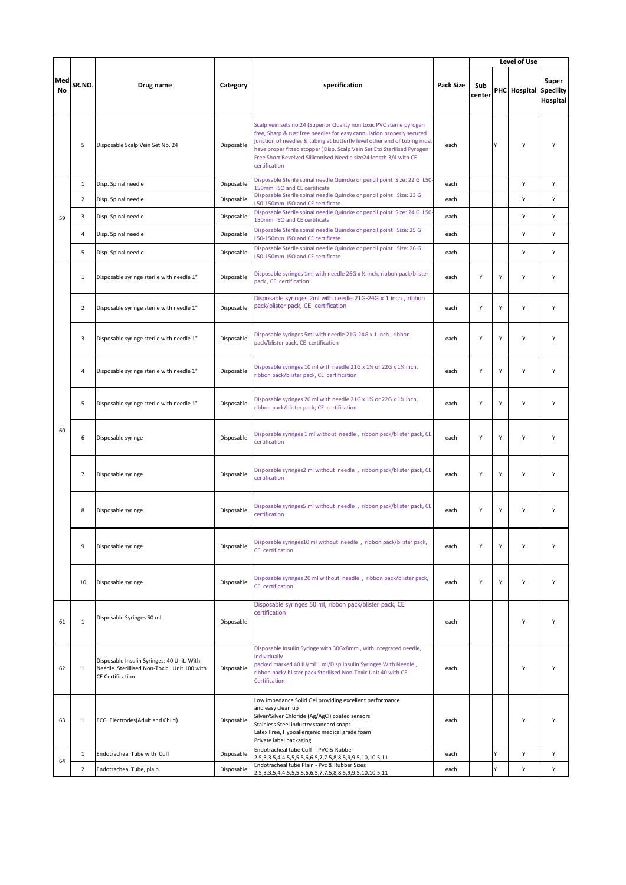| Med No | SR.NO. | Drug name | Category | specification | Pack Size | Level of Use | | | |
|---|---|---|---|---|---|---|---|---|---|
| | | | | | | Sub center | PHC | Hospital | Super Specility Hospital |
| | 5 | Disposable Scalp Vein Set No. 24 | Disposable | Scalp vein sets no.24 (Superior Quality non toxic PVC sterile pyrogen free, Sharp & rust free needles for easy cannulation properly secured junction of needles & tubing at butterfly level other end of tubing must have proper fitted stopper )Disp. Scalp Vein Set Eto Sterilised Pyrogen Free Short Bevelved Silliconised Needle size24 length 3/4 with CE certification | each | | Y | Y | Y |
| 59 | 1 | Disp. Spinal needle | Disposable | Disposable Sterile spinal needle Quincke or pencil point Size: 22 G L50-150mm ISO and CE certificate | each | | | Y | Y |
| | 2 | Disp. Spinal needle | Disposable | Disposable Sterile spinal needle Quincke or pencil point Size: 23 G L50-150mm ISO and CE certificate | each | | | Y | Y |
| | 3 | Disp. Spinal needle | Disposable | Disposable Sterile spinal needle Quincke or pencil point Size: 24 G L50-150mm ISO and CE certificate | each | | | Y | Y |
| | 4 | Disp. Spinal needle | Disposable | Disposable Sterile spinal needle Quincke or pencil point Size: 25 G L50-150mm ISO and CE certificate | each | | | Y | Y |
| | 5 | Disp. Spinal needle | Disposable | Disposable Sterile spinal needle Quincke or pencil point Size: 26 G L50-150mm ISO and CE certificate | each | | | Y | Y |
| 60 | 1 | Disposable syringe sterile with needle 1" | Disposable | Disposable syringes 1ml with needle 26G x ½ inch, ribbon pack/blister pack , CE certification . | each | Y | Y | Y | Y |
| | 2 | Disposable syringe sterile with needle 1" | Disposable | Disposable syringes 2ml with needle 21G-24G x 1 inch , ribbon pack/blister pack, CE certification | each | Y | Y | Y | Y |
| | 3 | Disposable syringe sterile with needle 1" | Disposable | Disposable syringes 5ml with needle 21G-24G x 1 inch , ribbon pack/blister pack, CE certification | each | Y | Y | Y | Y |
| | 4 | Disposable syringe sterile with needle 1" | Disposable | Disposable syringes 10 ml with needle 21G x 1½ or 22G x 1¼ inch, ribbon pack/blister pack, CE certification | each | Y | Y | Y | Y |
| | 5 | Disposable syringe sterile with needle 1" | Disposable | Disposable syringes 20 ml with needle 21G x 1½ or 22G x 1¼ inch, ribbon pack/blister pack, CE certification | each | Y | Y | Y | Y |
| | 6 | Disposable syringe | Disposable | Disposable syringes 1 ml without needle , ribbon pack/blister pack, CE certification | each | Y | Y | Y | Y |
| | 7 | Disposable syringe | Disposable | Disposable syringes2 ml without needle , ribbon pack/blister pack, CE certification | each | Y | Y | Y | Y |
| | 8 | Disposable syringe | Disposable | Disposable syringes5 ml without needle , ribbon pack/blister pack, CE certification | each | Y | Y | Y | Y |
| | 9 | Disposable syringe | Disposable | Disposable syringes10 ml without needle , ribbon pack/blister pack, CE certification | each | Y | Y | Y | Y |
| | 10 | Disposable syringe | Disposable | Disposable syringes 20 ml without needle , ribbon pack/blister pack, CE certification | each | Y | Y | Y | Y |
| 61 | 1 | Disposable Syringes 50 ml | Disposable | Disposable syringes 50 ml, ribbon pack/blister pack, CE certification | each | | | Y | Y |
| 62 | 1 | Disposable Insulin Syringes: 40 Unit. With Needle. Sterillised Non-Toxic. Unit 100 with CE Certification | Disposable | Disposable Insulin Syringe with 30Gx8mm , with integrated needle, Individually packed marked 40 IU/ml 1 ml/Disp.Insulin Syringes With Needle , , ribbon pack/ blister pack Sterilised Non-Toxic Unit 40 with CE Certification | each | | | Y | Y |
| 63 | 1 | ECG Electrodes(Adult and Child) | Disposable | Low impedance Solid Gel providing excellent performance and easy clean up Silver/Silver Chloride (Ag/AgCl) coated sensors Stainless Steel industry standard snaps Latex Free, Hypoallergenic medical grade foam Private label packaging | each | | | Y | Y |
| 64 | 1 | Endotracheal Tube with Cuff | Disposable | Endotracheal tube Cuff - PVC & Rubber 2.5,3,3.5,4,4.5,5,5.5,6,6.5,7,7.5,8,8.5,9,9.5,10,10.5,11 | each | | Y | Y | Y |
| | 2 | Endotracheal Tube, plain | Disposable | Endotracheal tube Plain - Pvc & Rubber Sizes 2.5,3,3.5,4,4.5,5,5.5,6,6.5,7,7.5,8,8.5,9,9.5,10,10.5,11 | each | | Y | Y | Y |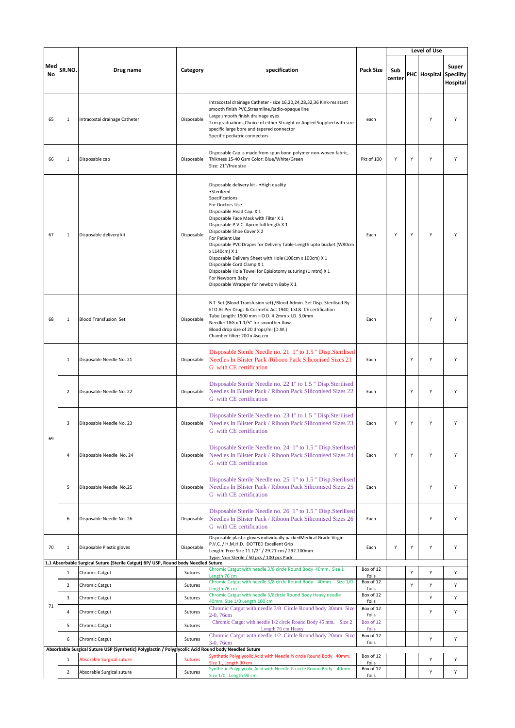| Med No | SR.NO. | Drug name | Category | specification | Pack Size | Level of Use | | | |
|---|---|---|---|---|---|---|---|---|---|
| | | | | | | Sub center | PHC | Hospital | Super Specility Hospital |
| 65 | 1 | Intracostal drainage Catheter | Disposable | Intracostal drainage Catheter - size 16,20,24,28,32,36 Kink-resistant smooth finish PVC,Streamline,Radio-opaque line<br>Large smooth finish drainage eyes<br>2cm graduations,Choice of either Straight or Angled Supplied with size-specific large bore and tapered connector<br>Specific pediatric connectors | each | | | Y | Y |
| 66 | 1 | Disposable cap | Disposable | Disposable Cap is made from spun bond polymer non-woven fabric, Thikness 15-40 Gsm Color: Blue/White/Green<br>Size: 21"/free size | Pkt of 100 | Y | Y | Y | Y |
| 67 | 1 | Disposable delivery kit | Disposable | Disposable delivery kit - •High quality<br>•Sterilized<br>Specifications:<br>For Doctors Use<br>Disposable Head Cap. X 1<br>Disposable Face Mask with Filter X 1<br>Disposable P.V.C. Apron full length X 1<br>Disposable Shoe Cover X 2<br>For Patient Use<br>Disposable PVC Drapes for Delivery Table-Length upto bucket (W80cm x L140cm) X 1<br>Disposable Delivery Sheet with Hole (100cm x 100cm) X 1<br>Disposable Cord Clamp X 1<br>Disposable Hole Towel for Episiotomy suturing (1 mtrx) X 1<br>For Newborn Baby<br>Disposable Wrapper for newborn Baby X 1 | Each | Y | Y | Y | Y |
| 68 | 1 | Blood Transfusion Set | Disposable | B T Set (Blood Transfusion set) /Blood Admin. Set Disp. Sterilised By ETO As Per Drugs & Cosmetic Act 1940, I.SI & CE certification<br>Tube Length: 1500 mm – O.D. 4.2mm x I.D. 3.0mm<br>Needle: 18G x 1.1/5" for smoother flow.<br>Blood drop size of 20 drops/ml (D.W.)<br>Chamber filter: 200 x 4sq.cm | Each | | | Y | Y |
| 69 | 1 | Disposable Needle No. 21 | Disposable | Disposable Sterile Needle no. 21 1" to 1.5 " Disp.Sterilised Needles In Blister Pack /Riboon Pack Siliconised Sizes 21 G with CE certification | Each | | Y | Y | Y |
| | 2 | Disposable Needle No. 22 | Disposable | Disposable Sterile Needle no. 22 1" to 1.5 " Disp.Sterilised Needles In Blister Pack / Riboon Pack Siliconised Sizes 22 G with CE certification | Each | | Y | Y | Y |
| | 3 | Disposable Needle No. 23 | Disposable | Disposable Sterile Needle no. 23 1" to 1.5 " Disp.Sterilised Needles In Blister Pack / Riboon Pack Siliconised Sizes 23 G with CE certification | Each | Y | Y | Y | Y |
| | 4 | Disposable Needle No. 24 | Disposable | Disposable Sterile Needle no. 24 1" to 1.5 " Disp.Sterilised Needles In Blister Pack / Riboon Pack Siliconised Sizes 24 G with CE certification | Each | Y | Y | Y | Y |
| | 5 | Disposable Needle No.25 | Disposable | Disposable Sterile Needle no. 25 1" to 1.5 " Disp.Sterilised Needles In Blister Pack / Riboon Pack Siliconised Sizes 25 G with CE certification | Each | | | Y | Y |
| | 6 | Disposable Needle No. 26 | Disposable | Disposable Sterile Needle no. 26 1" to 1.5 " Disp.Sterilised Needles In Blister Pack / Riboon Pack Siliconised Sizes 26 G with CE certification | Each | | | Y | Y |
| 70 | 1 | Disposable Plastic gloves | Disposable | Disposable plastic gloves individually packedMedical Grade Virgin P.V.C. / H.M.H.D. DOTTED Excellent Grip<br>Length: Free Size 11 1/2" / 29.21 cm / 292.100mm<br>Type: Non Sterile / 50 pcs / 100 pcs Pack | Each | Y | Y | Y | Y |
| **1.1 Absorbable Surgical Suture (Sterile Catgut) BP/ USP, Round body Needled Suture** | | | | | | | | | |
| 71 | 1 | Chromic Catgut | Sutures | Chromic Catgut with needle 3/8 circle Round Body 40mm. Size 1 Length 76 cm | Box of 12 foils | | Y | Y | Y |
| | 2 | Chromic Catgut | Sutures | Chromic Catgut with needle 3/8 circle Round Body 40mm. Size 1/0 Length 76 cm | Box of 12 foils | | Y | Y | Y |
| | 3 | Chromic Catgut | Sutures | Chromic Catgut with needle 3/8circle Round Body Heavy needle 40mm. Size 1/0 Length 100 cm | Box of 12 foils | | | Y | Y |
| | 4 | Chromic Catgut | Sutures | Chromic Catgut with needle 3/8 Circle Round body 30mm. Size 2-0, 76cm | Box of 12 foils | | | Y | Y |
| | 5 | Chromic Catgut | Sutures | Chromic Catgut with needle 1/2 circle Round Body 45 mm. Size 2 Length 76 cm Heavy | Box of 12 foils | | | | |
| | 6 | Chromic Catgut | Sutures | Chromic Catgut with needle 1/2 Circle Round body 20mm. Size 3-0, 76cm | Box of 12 foils | | | Y | Y |
| **Absorbable Surgical Suture USP (Synthetic) Polyglactin / Polyglycolic Acid Round body Needled Suture** | | | | | | | | | |
| | 1 | Absorbable Surgical suture | Sutures | Synthetic Polyglycolic Acid with Needle ½ circle Round Body 40mm. Size 1 , Length 90 cm | Box of 12 foils | | | Y | Y |
| | 2 | Absorbable Surgical suture | Sutures | Synthetic Polyglycolic Acid with Needle ½ circle Round Body 40mm. Size 1/0 , Length 90 cm | Box of 12 foils | | | Y | Y |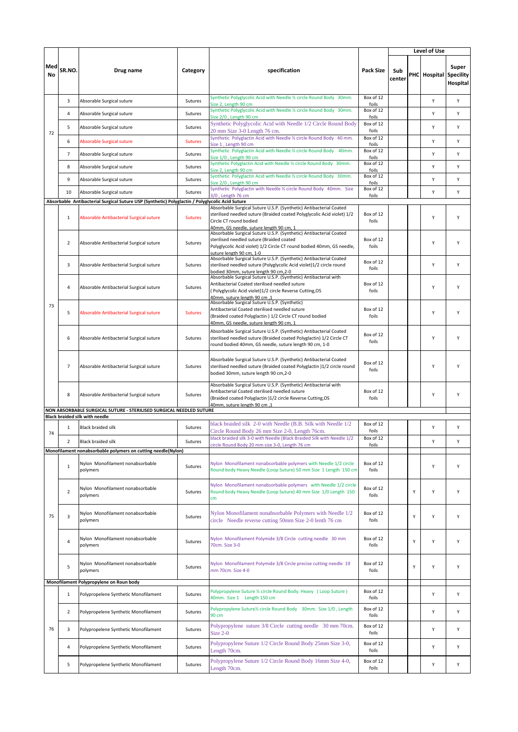| Med No | SR.NO. | Drug name | Category | specification | Pack Size | Level of Use | | | |
|---|---|---|---|---|---|---|---|---|---|
| | | | | | | Sub center | PHC | Hospital | Super Specility Hospital |
| 72 | 3 | Absorable Surgical suture | Sutures | Synthetic Polyglycolic Acid with Needle ½ circle Round Body 30mm. Size 2, Length 90 cm | Box of 12 foils | | | Y | Y |
| | 4 | Absorable Surgical suture | Sutures | Synthetic Polyglycolic Acid with Needle ½ circle Round Body 30mm. Size 2/0 , Length 90 cm | Box of 12 foils | | | Y | Y |
| | 5 | Absorable Surgical suture | Sutures | Synthetic Polyglycolic Acid with Needle 1/2 Circle Round Body 20 mm Size 3-0 Length 76 cm. | Box of 12 foils | | | Y | Y |
| | 6 | Absorable Surgical suture | Sutures | Synthetic Polyglactin Acid with Needle ½ circle Round Body 40 mm. Size 1 , Length 90 cm | Box of 12 foils | | | Y | Y |
| | 7 | Absorable Surgical suture | Sutures | Synthetic Polyglactin Acid with Needle ½ circle Round Body 40mm. Size 1/0 , Length 90 cm | Box of 12 foils | | | Y | Y |
| | 8 | Absorable Surgical suture | Sutures | Synthetic Polyglactin Acid with Needle ½ circle Round Body 30mm. Size 2, Length 90 cm | Box of 12 foils | | | Y | Y |
| | 9 | Absorable Surgical suture | Sutures | Synthetic Polyglactin Acid with Needle ½ circle Round Body 30mm. Size 2/0 , Length 90 cm | Box of 12 foils | | | Y | Y |
| | 10 | Absorable Surgical suture | Sutures | Synthetic Polyglactin with Needle ½ circle Round Body 40mm. Size 3/0 , Length 76 cm | Box of 12 foils | | | Y | Y |
| **Absorbable Antibacterial Surgical Suture USP (Synthetic) Polyglactin / Polyglycolic Acid Suture** | | | | | | | | | |
| 73 | 1 | Absorable Antibacterial Surgical suture | Sutures | Absorable Surgical Suture U.S.P. (Synthetic) Antibacterial Coated sterilised needled suture (Braided coated Polyglycolic Acid violet) 1/2 Circle CT round bodied 40mm, GS needle, suture length 90 cm, 1 | Box of 12 foils | | | Y | Y |
| | 2 | Absorable Antibacterial Surgical suture | Sutures | Absorable Surgical Suture U.S.P. (Synthetic) Antibacterial Coated sterilised needled suture (Braided coated Polyglycolic Acid violet) 1/2 Circle CT round bodied 40mm, GS needle, suture length 90 cm, 1-0 | Box of 12 foils | | | Y | Y |
| | 3 | Absorable Antibacterial Surgical suture | Sutures | Absorable Surgical Suture U.S.P. (Synthetic) Antibacterial Coated sterilised needled suture (Polyglycolic Acid violet)1/2 circle round bodied 30mm, suture length 90 cm,2-0 | Box of 12 foils | | | Y | Y |
| | 4 | Absorable Antibacterial Surgical suture | Sutures | Absorable Surgical Suture U.S.P. (Synthetic) Antibacterial with Antibacterial Coated sterilised needled suture ( Polyglycolic Acid violet)1/2 circle Reverse Cutting,OS 40mm, suture length 90 cm ,1 | Box of 12 foils | | | Y | Y |
| | 5 | Absorable Antibacterial Surgical suture | Sutures | Absorable Surgical Suture U.S.P. (Synthetic) Antibacterial Coated sterilised needled suture (Braided coated Polyglactin ) 1/2 Circle CT round bodied 40mm, GS needle, suture length 90 cm, 1 | Box of 12 foils | | | Y | Y |
| | 6 | Absorable Antibacterial Surgical suture | Sutures | Absorable Surgical Suture U.S.P. (Synthetic) Antibacterial Coated sterilised needled suture (Braided coated Polyglactin) 1/2 Circle CT round bodied 40mm, GS needle, suture length 90 cm, 1-0 | Box of 12 foils | | | Y | Y |
| | 7 | Absorable Antibacterial Surgical suture | Sutures | Absorable Surgical Suture U.S.P. (Synthetic) Antibacterial Coated sterilised needled suture (Braided coated Polyglactin )1/2 circle round bodied 30mm, suture length 90 cm,2-0 | Box of 12 foils | | | Y | Y |
| | 8 | Absorable Antibacterial Surgical suture | Sutures | Absorable Surgical Suture U.S.P. (Synthetic) Antibacterial with Antibacterial Coated sterilised needled suture (Braided coated Polyglactin )1/2 circle Reverse Cutting,OS 40mm, suture length 90 cm ,1 | Box of 12 foils | | | Y | Y |
| **NON ABSORBABLE SURGICAL SUTURE - STERILISED SURGICAL NEEDLED SUTURE** | | | | | | | | | |
| **Black braided silk with needle** | | | | | | | | | |
| 74 | 1 | Black braided silk | Sutures | black braided silk 2-0 with Needle (B.B. Silk with Needle 1/2 Circle Round Body 26 mm Size 2-0, Length 76cm. | Box of 12 foils | | | Y | Y |
| | 2 | Black braided silk | Sutures | black braided silk 3-0 with Needle (Black Braided Silk with Needle 1/2 circle Round Body 20 mm size 3-0, Length 76 cm | Box of 12 foils | | | Y | Y |
| **Monofilament nonabsorbable polymers on cutting needle(Nylon)** | | | | | | | | | |
| 75 | 1 | Nylon Monofilament nonabsorbable polymers | Sutures | Nylon Monofilament nonabsorbable polymers with Needle 1/2 circle Round body Heavy Needle (Loop Suture) 50 mm Size 1 Length 150 cm | Box of 12 foils | | | Y | Y |
| | 2 | Nylon Monofilament nonabsorbable polymers | Sutures | Nylon Monofilament nonabsorbable polymers with Needle 1/2 circle Round body Heavy Needle (Loop Suture) 40 mm Size 1/0 Length 150 cm | Box of 12 foils | | Y | Y | Y |
| | 3 | Nylon Monofilament nonabsorbable polymers | Sutures | Nylon Monofilament nonabsorbable Polymers with Needle 1/2 circle Needle reverse cutting 50mm Size 2-0 lenth 76 cm | Box of 12 foils | | Y | Y | Y |
| | 4 | Nylon Monofilament nonabsorbable polymers | Sutures | Nylon Monofilament Polymide 3/8 Circle cutting needle 30 mm 70cm. Size 3-0 | Box of 12 foils | | Y | Y | Y |
| | 5 | Nylon Monofilament nonabsorbable polymers | Sutures | Nylon Monofilament Polymide 3/8 Circle precise cutting needle 19 mm 70cm. Size 4-0 | Box of 12 foils | | Y | Y | Y |
| **Monofilament Polypropylene on Roun body** | | | | | | | | | |
| 76 | 1 | Polypropelene Synthetic Monofilament | Sutures | Polypropylene Suture ½ circle Round Body. Heavy ( Loop Suture ) 40mm. Size 1 Length 150 cm | Box of 12 foils | | | Y | Y |
| | 2 | Polypropelene Synthetic Monofilament | Sutures | Polypropylene Suture½ circle Round Body 30mm. Size 1/0 , Length 90 cm | Box of 12 foils | | | Y | Y |
| | 3 | Polypropelene Synthetic Monofilament | Sutures | Polypropylene suture 3/8 Circle cutting needle 30 mm 70cm. Size 2-0 | Box of 12 foils | | | Y | Y |
| | 4 | Polypropelene Synthetic Monofilament | Sutures | Polypropylene Suture 1/2 Circle Round Body 25mm Size 3-0, Length 70cm. | Box of 12 foils | | | Y | Y |
| | 5 | Polypropelene Synthetic Monofilament | Sutures | Polypropylene Suture 1/2 Circle Round Body 16mm Size 4-0, Length 70cm. | Box of 12 foils | | | Y | Y |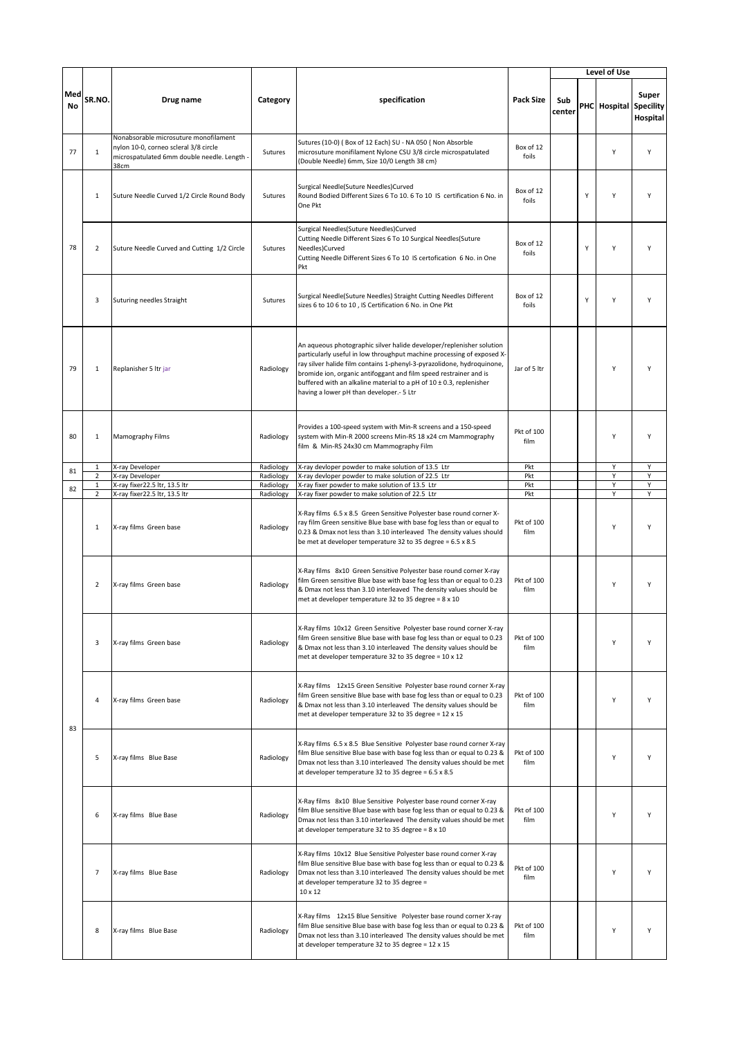| Med No | SR.NO. | Drug name | Category | specification | Pack Size | Level of Use | | | |
|---|---|---|---|---|---|---|---|---|---|
| | | | | | | Sub center | PHC | Hospital | Super Speciality Hospital |
| 77 | 1 | Nonabsorable microsuture monofilament nylon 10-0, corneo scleral 3/8 circle microspatulated 6mm double needle. Length - 38cm | Sutures | Sutures (10-0) ( Box of 12 Each) SU - NA 050 { Non Absorble microsuture monifilament Nylone CSU 3/8 circle microspatulated (Double Needle) 6mm, Size 10/0 Length 38 cm} | Box of 12 foils | | | Y | Y |
| 78 | 1 | Suture Needle Curved 1/2 Circle Round Body | Sutures | Surgical Needle(Suture Needles)Curved Round Bodied Different Sizes 6 To 10. 6 To 10 IS certification 6 No. in One Pkt | Box of 12 foils | | Y | Y | Y |
| | 2 | Suture Needle Curved and Cutting 1/2 Circle | Sutures | Surgical Needles(Suture Needles)Curved Cutting Needle Different Sizes 6 To 10 Surgical Needles(Suture Needles)Curved Cutting Needle Different Sizes 6 To 10 IS certofication 6 No. in One Pkt | Box of 12 foils | | Y | Y | Y |
| | 3 | Suturing needles Straight | Sutures | Surgical Needle(Suture Needles) Straight Cutting Needles Different sizes 6 to 10 6 to 10 , IS Certification 6 No. in One Pkt | Box of 12 foils | | Y | Y | Y |
| 79 | 1 | Replanisher 5 ltr jar | Radiology | An aqueous photographic silver halide developer/replenisher solution particularly useful in low throughput machine processing of exposed X-ray silver halide film contains 1-phenyl-3-pyrazolidone, hydroquinone, bromide ion, organic antifoggant and film speed restrainer and is buffered with an alkaline material to a pH of 10 ± 0.3, replenisher having a lower pH than developer.- 5 Ltr | Jar of 5 ltr | | | Y | Y |
| 80 | 1 | Mamography Films | Radiology | Provides a 100-speed system with Min-R screens and a 150-speed system with Min-R 2000 screens Min-RS 18 x24 cm Mammography film & Min-RS 24x30 cm Mammography Film | Pkt of 100 film | | | Y | Y |
| 81 | 1 | X-ray Developer | Radiology | X-ray devloper powder to make solution of 13.5 Ltr | Pkt | | | Y | Y |
| | 2 | X-ray Developer | Radiology | X-ray devloper powder to make solution of 22.5 Ltr | Pkt | | | Y | Y |
| 82 | 1 | X-ray fixer22.5 ltr, 13.5 ltr | Radiology | X-ray fixer powder to make solution of 13.5 Ltr | Pkt | | | Y | Y |
| | 2 | X-ray fixer22.5 ltr, 13.5 ltr | Radiology | X-ray fixer powder to make solution of 22.5 Ltr | Pkt | | | Y | Y |
| 83 | 1 | X-ray films Green base | Radiology | X-Ray films 6.5 x 8.5 Green Sensitive Polyester base round corner X-ray film Green sensitive Blue base with base fog less than or equal to 0.23 & Dmax not less than 3.10 interleaved The density values should be met at developer temperature 32 to 35 degree = 6.5 x 8.5 | Pkt of 100 film | | | Y | Y |
| | 2 | X-ray films Green base | Radiology | X-Ray films 8x10 Green Sensitive Polyester base round corner X-ray film Green sensitive Blue base with base fog less than or equal to 0.23 & Dmax not less than 3.10 interleaved The density values should be met at developer temperature 32 to 35 degree = 8 x 10 | Pkt of 100 film | | | Y | Y |
| | 3 | X-ray films Green base | Radiology | X-Ray films 10x12 Green Sensitive Polyester base round corner X-ray film Green sensitive Blue base with base fog less than or equal to 0.23 & Dmax not less than 3.10 interleaved The density values should be met at developer temperature 32 to 35 degree = 10 x 12 | Pkt of 100 film | | | Y | Y |
| | 4 | X-ray films Green base | Radiology | X-Ray films 12x15 Green Sensitive Polyester base round corner X-ray film Green sensitive Blue base with base fog less than or equal to 0.23 & Dmax not less than 3.10 interleaved The density values should be met at developer temperature 32 to 35 degree = 12 x 15 | Pkt of 100 film | | | Y | Y |
| | 5 | X-ray films Blue Base | Radiology | X-Ray films 6.5 x 8.5 Blue Sensitive Polyester base round corner X-ray film Blue sensitive Blue base with base fog less than or equal to 0.23 & Dmax not less than 3.10 interleaved The density values should be met at developer temperature 32 to 35 degree = 6.5 x 8.5 | Pkt of 100 film | | | Y | Y |
| | 6 | X-ray films Blue Base | Radiology | X-Ray films 8x10 Blue Sensitive Polyester base round corner X-ray film Blue sensitive Blue base with base fog less than or equal to 0.23 & Dmax not less than 3.10 interleaved The density values should be met at developer temperature 32 to 35 degree = 8 x 10 | Pkt of 100 film | | | Y | Y |
| | 7 | X-ray films Blue Base | Radiology | X-Ray films 10x12 Blue Sensitive Polyester base round corner X-ray film Blue sensitive Blue base with base fog less than or equal to 0.23 & Dmax not less than 3.10 interleaved The density values should be met at developer temperature 32 to 35 degree = 10 x 12 | Pkt of 100 film | | | Y | Y |
| | 8 | X-ray films Blue Base | Radiology | X-Ray films 12x15 Blue Sensitive Polyester base round corner X-ray film Blue sensitive Blue base with base fog less than or equal to 0.23 & Dmax not less than 3.10 interleaved The density values should be met at developer temperature 32 to 35 degree = 12 x 15 | Pkt of 100 film | | | Y | Y |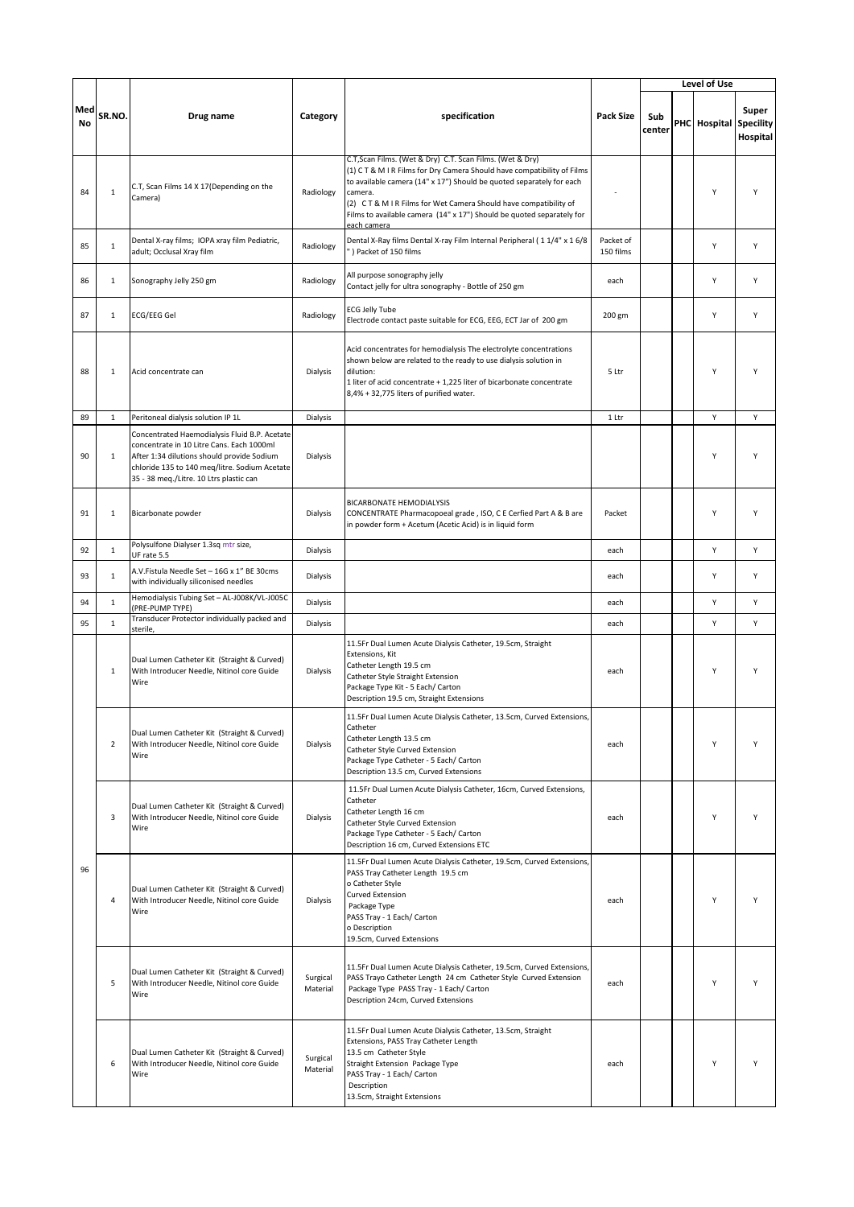| Med No | SR.NO. | Drug name | Category | specification | Pack Size | Level of Use | | | |
|---|---|---|---|---|---|---|---|---|---|
| | | | | | | Sub center | PHC | Hospital | Super Speciality Hospital |
| 84 | 1 | C.T, Scan Films 14 X 17(Depending on the Camera) | Radiology | C.T,Scan Films. (Wet & Dry) C.T. Scan Films. (Wet & Dry) (1) C T & M I R Films for Dry Camera Should have compatibility of Films to available camera (14" x 17") Should be quoted separately for each camera. (2) C T & M I R Films for Wet Camera Should have compatibility of Films to available camera (14" x 17") Should be quoted separately for each camera | - | | | Y | Y |
| 85 | 1 | Dental X-ray films; IOPA xray film Pediatric, adult; Occlusal Xray film | Radiology | Dental X-Ray films Dental X-Ray Film Internal Peripheral ( 1 1/4" x 1 6/8 " ) Packet of 150 films | Packet of 150 films | | | Y | Y |
| 86 | 1 | Sonography Jelly 250 gm | Radiology | All purpose sonography jelly Contact jelly for ultra sonography - Bottle of 250 gm | each | | | Y | Y |
| 87 | 1 | ECG/EEG Gel | Radiology | ECG Jelly Tube Electrode contact paste suitable for ECG, EEG, ECT Jar of 200 gm | 200 gm | | | Y | Y |
| 88 | 1 | Acid concentrate can | Dialysis | Acid concentrates for hemodialysis The electrolyte concentrations shown below are related to the ready to use dialysis solution in dilution: 1 liter of acid concentrate + 1,225 liter of bicarbonate concentrate 8,4% + 32,775 liters of purified water. | 5 Ltr | | | Y | Y |
| 89 | 1 | Peritoneal dialysis solution IP 1L | Dialysis | | 1 Ltr | | | Y | Y |
| 90 | 1 | Concentrated Haemodialysis Fluid B.P. Acetate concentrate in 10 Litre Cans. Each 1000ml After 1:34 dilutions should provide Sodium chloride 135 to 140 meq/litre. Sodium Acetate 35 - 38 meq./Litre. 10 Ltrs plastic can | Dialysis | | | | | Y | Y |
| 91 | 1 | Bicarbonate powder | Dialysis | BICARBONATE HEMODIALYSIS CONCENTRATE Pharmacopoeal grade , ISO, C E Cerfied Part A & B are in powder form + Acetum (Acetic Acid) is in liquid form | Packet | | | Y | Y |
| 92 | 1 | Polysulfone Dialyser 1.3sq mtr size, UF rate 5.5 | Dialysis | | each | | | Y | Y |
| 93 | 1 | A.V.Fistula Needle Set – 16G x 1" BE 30cms with individually siliconised needles | Dialysis | | each | | | Y | Y |
| 94 | 1 | Hemodialysis Tubing Set – AL-J008K/VL-J005C (PRE-PUMP TYPE) | Dialysis | | each | | | Y | Y |
| 95 | 1 | Transducer Protector individually packed and sterile, | Dialysis | | each | | | Y | Y |
| 96 | 1 | Dual Lumen Catheter Kit (Straight & Curved) With Introducer Needle, Nitinol core Guide Wire | Dialysis | 11.5Fr Dual Lumen Acute Dialysis Catheter, 19.5cm, Straight Extensions, Kit Catheter Length 19.5 cm Catheter Style Straight Extension Package Type Kit - 5 Each/ Carton Description 19.5 cm, Straight Extensions | each | | | Y | Y |
| | 2 | Dual Lumen Catheter Kit (Straight & Curved) With Introducer Needle, Nitinol core Guide Wire | Dialysis | 11.5Fr Dual Lumen Acute Dialysis Catheter, 13.5cm, Curved Extensions, Catheter Catheter Length 13.5 cm Catheter Style Curved Extension Package Type Catheter - 5 Each/ Carton Description 13.5 cm, Curved Extensions | each | | | Y | Y |
| | 3 | Dual Lumen Catheter Kit (Straight & Curved) With Introducer Needle, Nitinol core Guide Wire | Dialysis | 11.5Fr Dual Lumen Acute Dialysis Catheter, 16cm, Curved Extensions, Catheter Catheter Length 16 cm Catheter Style Curved Extension Package Type Catheter - 5 Each/ Carton Description 16 cm, Curved Extensions ETC | each | | | Y | Y |
| | 4 | Dual Lumen Catheter Kit (Straight & Curved) With Introducer Needle, Nitinol core Guide Wire | Dialysis | 11.5Fr Dual Lumen Acute Dialysis Catheter, 19.5cm, Curved Extensions, PASS Tray Catheter Length 19.5 cm o Catheter Style Curved Extension Package Type PASS Tray - 1 Each/ Carton o Description 19.5cm, Curved Extensions | each | | | Y | Y |
| | 5 | Dual Lumen Catheter Kit (Straight & Curved) With Introducer Needle, Nitinol core Guide Wire | Surgical Material | 11.5Fr Dual Lumen Acute Dialysis Catheter, 19.5cm, Curved Extensions, PASS Trayo Catheter Length 24 cm Catheter Style Curved Extension Package Type PASS Tray - 1 Each/ Carton Description 24cm, Curved Extensions | each | | | Y | Y |
| | 6 | Dual Lumen Catheter Kit (Straight & Curved) With Introducer Needle, Nitinol core Guide Wire | Surgical Material | 11.5Fr Dual Lumen Acute Dialysis Catheter, 13.5cm, Straight Extensions, PASS Tray Catheter Length 13.5 cm Catheter Style Straight Extension Package Type PASS Tray - 1 Each/ Carton Description 13.5cm, Straight Extensions | each | | | Y | Y |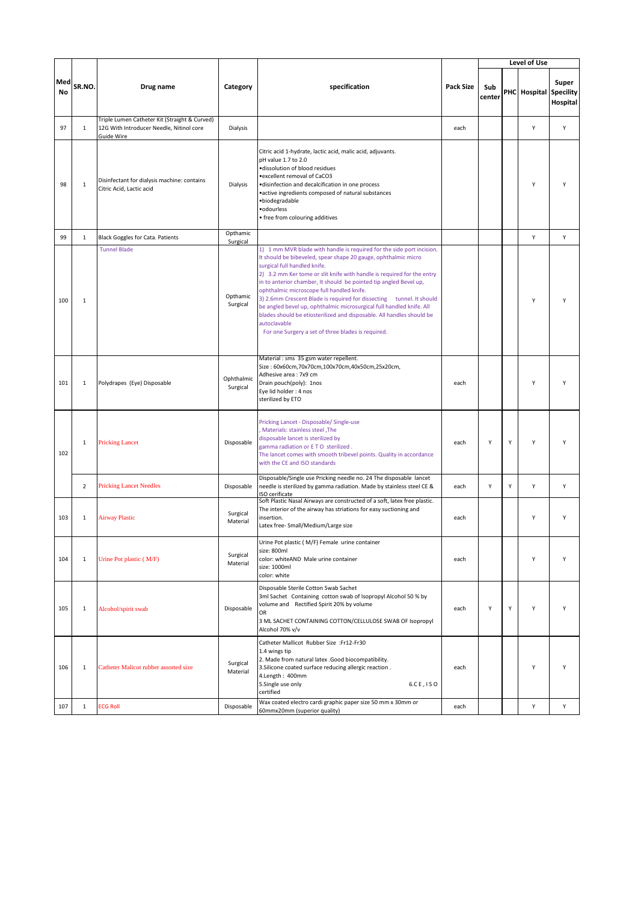| Med No | SR.NO. | Drug name | Category | specification | Pack Size | Level of Use | | | |
|---|---|---|---|---|---|---|---|---|---|
| | | | | | | Sub center | PHC | Hospital | Super Specility Hospital |
| 97 | 1 | Triple Lumen Catheter Kit (Straight & Curved) 12G With Introducer Needle, Nitinol core Guide Wire | Dialysis | | each | | | Y | Y |
| 98 | 1 | Disinfectant for dialysis machine: contains Citric Acid, Lactic acid | Dialysis | Citric acid 1-hydrate, lactic acid, malic acid, adjuvants.<br>pH value 1.7 to 2.0<br>•dissolution of blood residues<br>•excellent removal of $CaCO_3$<br>•disinfection and decalcification in one process<br>•active ingredients composed of natural substances<br>•biodegradable<br>•odourless<br>• free from colouring additives | | | | Y | Y |
| 99 | 1 | Black Goggles for Cata. Patients | Opthamic Surgical | | | | | Y | Y |
| 100 | 1 | Tunnel Blade | Opthamic Surgical | 1) 1 mm MVR blade with handle is required for the side port incision. It should be bibeveled, spear shape 20 gauge, ophthalmic micro surgical full handled knife.<br>2) 3.2 mm Ker tome or slit knife with handle is required for the entry in to anterior chamber, It should be pointed tip angled Bevel up, ophthalmic microscope full handled knife.<br>3) 2.6mm Crescent Blade is required for dissecting tunnel. It should be angled bevel up, ophthalmic microsurgical full handled knife. All blades should be etiosterilized and disposable. All handles should be autoclavable<br>For one Surgery a set of three blades is required. | | | | Y | Y |
| 101 | 1 | Polydrapes (Eye) Disposable | Ophthalmic Surgical | Material : sms 35 gsm water repellent.<br>Size : 60x60cm,70x70cm,100x70cm,40x50cm,25x20cm,<br>Adhesive area : 7x9 cm<br>Drain pouch(poly): 1nos<br>Eye lid holder : 4 nos<br>sterilized by ETO | each | | | Y | Y |
| 102 | 1 | Pricking Lancet | Disposable | Pricking Lancet - Disposable/ Single-use<br>, Materials: stainless steel ,The disposable lancet is sterilized by gamma radiation or E T O sterilized .<br>The lancet comes with smooth tribevel points. Quality in accordance with the CE and ISO standards | each | Y | Y | Y | Y |
| | 2 | Pricking Lancet Needles | Disposable | Disposable/Single use Pricking needle no. 24 The disposable lancet needle is sterilized by gamma radiation. Made by stainless steel CE & ISO cerificate | each | Y | Y | Y | Y |
| 103 | 1 | Airway Plastic | Surgical Material | Soft Plastic Nasal Airways are constructed of a soft, latex free plastic. The interior of the airway has striations for easy suctioning and insertion.<br>Latex free- Small/Medium/Large size | each | | | Y | Y |
| 104 | 1 | Urine Pot plastic ( M/F) | Surgical Material | Urine Pot plastic ( M/F) Female urine container<br>size: 800ml<br>color: whiteAND Male urine container<br>size: 1000ml<br>color: white | each | | | Y | Y |
| 105 | 1 | Alcohol/spirit swab | Disposable | Disposable Sterile Cotton Swab Sachet<br>3ml Sachet Containing cotton swab of Isopropyl Alcohol 50 % by volume and Rectified Spirit 20% by volume<br>OR<br>3 ML SACHET CONTAINING COTTON/CELLULOSE SWAB OF Isopropyl Alcohol 70% v/v | each | Y | Y | Y | Y |
| 106 | 1 | Catheter Malicot rubber assorted size | Surgical Material | Catheter Mallicot Rubber Size :Fr12-Fr30<br>1.4 wings tip<br>2. Made from natural latex .Good biocompatibility.<br>3.Silicone coated surface reducing allergic reaction .<br>4.Length : 400mm<br>5.Single use only 6.C E , I S O certified | each | | | Y | Y |
| 107 | 1 | ECG Roll | Disposable | Wax coated electro cardi graphic paper size 50 mm x 30mm or 60mmx20mm (superior quality) | each | | | Y | Y |